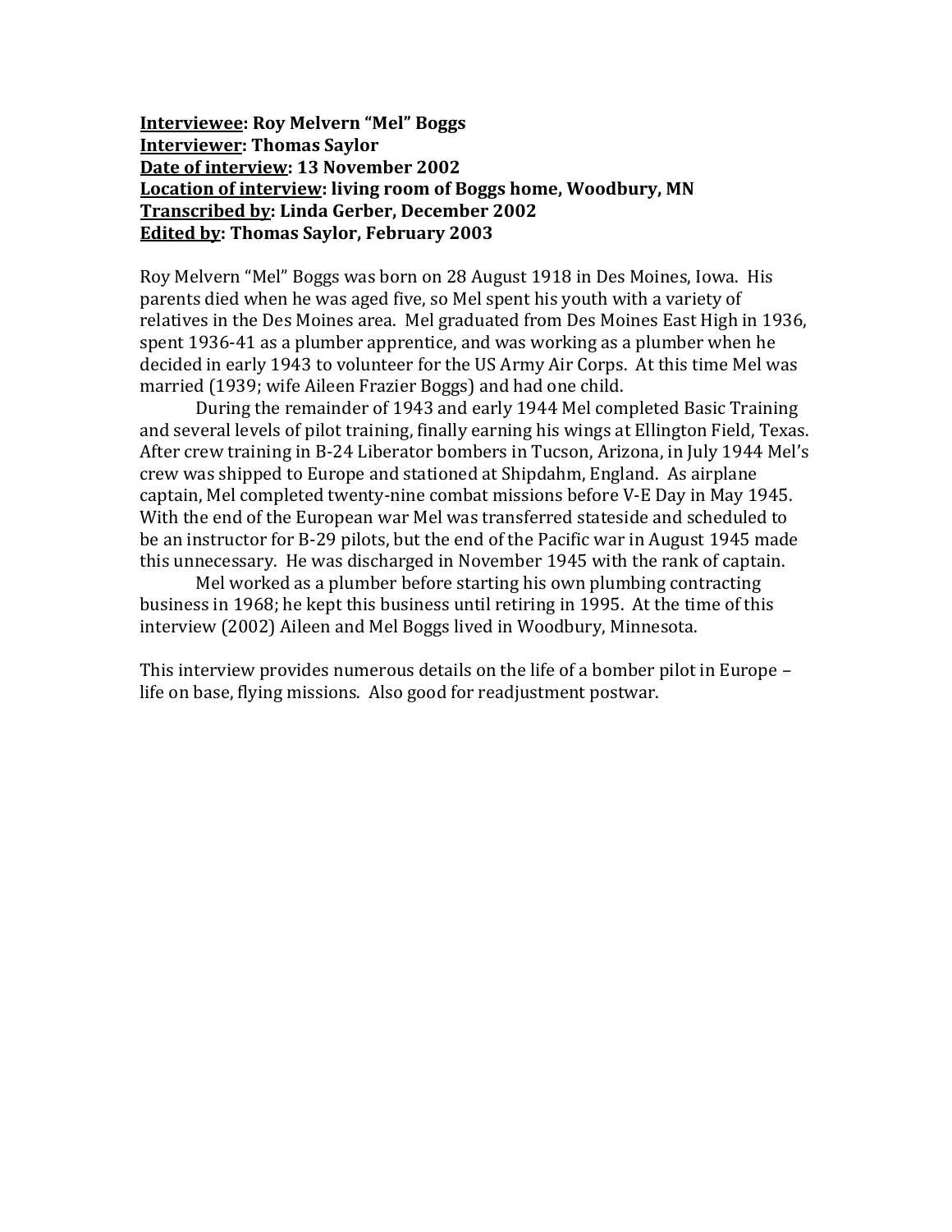**<u>Interviewee</u>: Roy Melvern "Mel" Boggs**
**<u>Interviewer</u>: Thomas Saylor**
**<u>Date of interview</u>: 13 November 2002**
**<u>Location of interview</u>: living room of Boggs home, Woodbury, MN**
**<u>Transcribed by</u>: Linda Gerber, December 2002**
**<u>Edited by</u>: Thomas Saylor, February 2003**

Roy Melvern "Mel" Boggs was born on 28 August 1918 in Des Moines, Iowa. His parents died when he was aged five, so Mel spent his youth with a variety of relatives in the Des Moines area. Mel graduated from Des Moines East High in 1936, spent 1936-41 as a plumber apprentice, and was working as a plumber when he decided in early 1943 to volunteer for the US Army Air Corps. At this time Mel was married (1939; wife Aileen Frazier Boggs) and had one child.

During the remainder of 1943 and early 1944 Mel completed Basic Training and several levels of pilot training, finally earning his wings at Ellington Field, Texas. After crew training in B-24 Liberator bombers in Tucson, Arizona, in July 1944 Mel's crew was shipped to Europe and stationed at Shipdahm, England. As airplane captain, Mel completed twenty-nine combat missions before V-E Day in May 1945. With the end of the European war Mel was transferred stateside and scheduled to be an instructor for B-29 pilots, but the end of the Pacific war in August 1945 made this unnecessary. He was discharged in November 1945 with the rank of captain.

Mel worked as a plumber before starting his own plumbing contracting business in 1968; he kept this business until retiring in 1995. At the time of this interview (2002) Aileen and Mel Boggs lived in Woodbury, Minnesota.

This interview provides numerous details on the life of a bomber pilot in Europe – life on base, flying missions. Also good for readjustment postwar.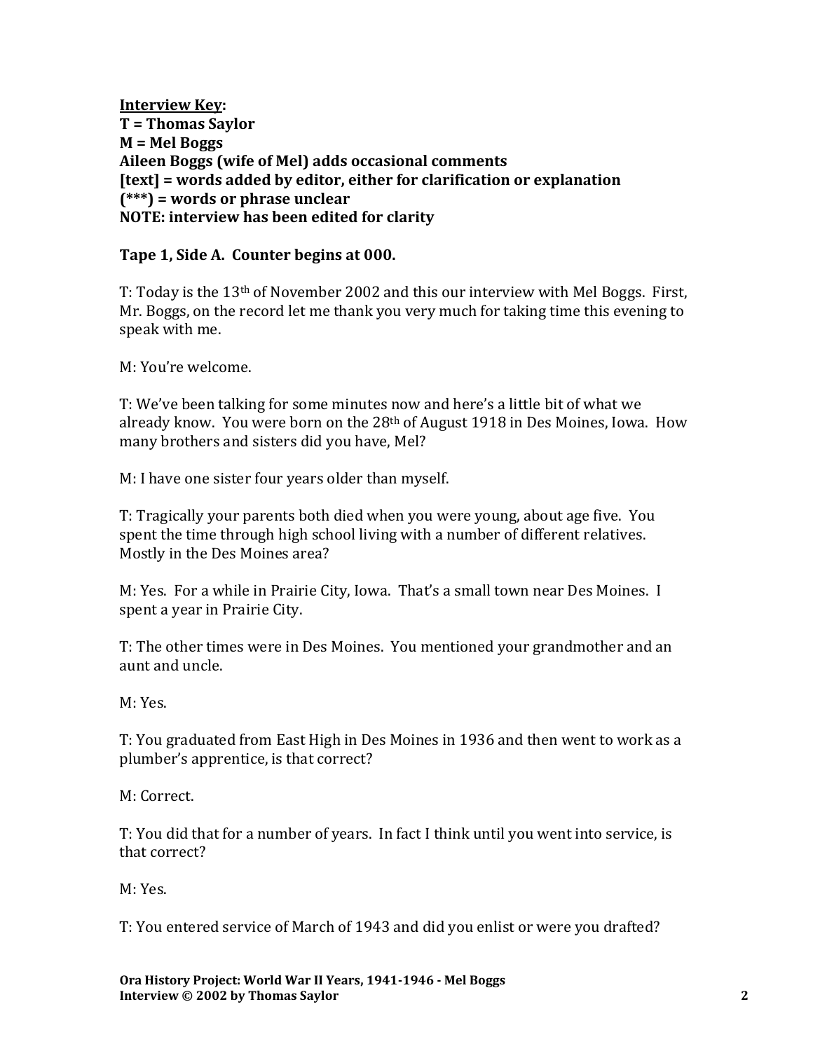**<u>Interview Key</u>:**
**T = Thomas Saylor**
**M = Mel Boggs**
**Aileen Boggs (wife of Mel) adds occasional comments**
**[text] = words added by editor, either for clarification or explanation**
**(***) = words or phrase unclear**
**NOTE: interview has been edited for clarity**

**Tape 1, Side A. Counter begins at 000.**

T: Today is the 13th of November 2002 and this our interview with Mel Boggs. First, Mr. Boggs, on the record let me thank you very much for taking time this evening to speak with me.

M: You're welcome.

T: We've been talking for some minutes now and here's a little bit of what we already know. You were born on the 28th of August 1918 in Des Moines, Iowa. How many brothers and sisters did you have, Mel?

M: I have one sister four years older than myself.

T: Tragically your parents both died when you were young, about age five. You spent the time through high school living with a number of different relatives. Mostly in the Des Moines area?

M: Yes. For a while in Prairie City, Iowa. That's a small town near Des Moines. I spent a year in Prairie City.

T: The other times were in Des Moines. You mentioned your grandmother and an aunt and uncle.

M: Yes.

T: You graduated from East High in Des Moines in 1936 and then went to work as a plumber's apprentice, is that correct?

M: Correct.

T: You did that for a number of years. In fact I think until you went into service, is that correct?

M: Yes.

T: You entered service of March of 1943 and did you enlist or were you drafted?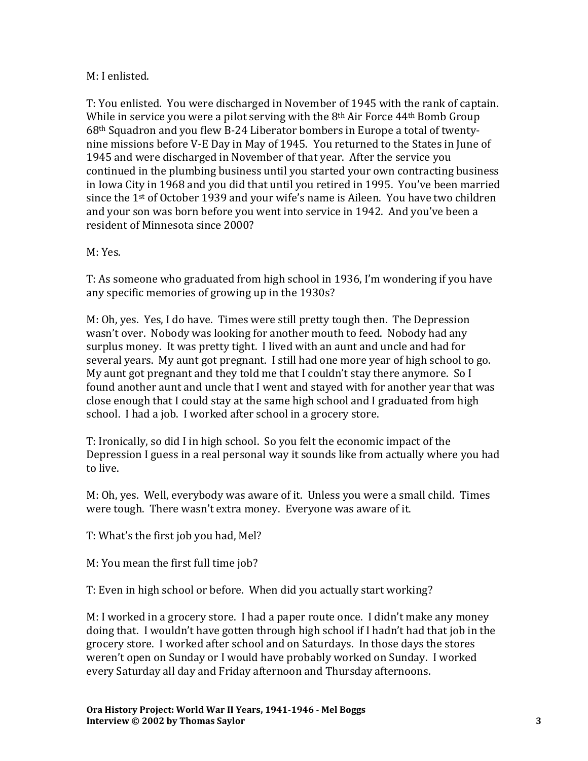M: I enlisted.

T: You enlisted. You were discharged in November of 1945 with the rank of captain. While in service you were a pilot serving with the 8th Air Force 44th Bomb Group 68th Squadron and you flew B-24 Liberator bombers in Europe a total of twenty-nine missions before V-E Day in May of 1945. You returned to the States in June of 1945 and were discharged in November of that year. After the service you continued in the plumbing business until you started your own contracting business in Iowa City in 1968 and you did that until you retired in 1995. You've been married since the 1st of October 1939 and your wife's name is Aileen. You have two children and your son was born before you went into service in 1942. And you've been a resident of Minnesota since 2000?

M: Yes.

T: As someone who graduated from high school in 1936, I'm wondering if you have any specific memories of growing up in the 1930s?

M: Oh, yes. Yes, I do have. Times were still pretty tough then. The Depression wasn't over. Nobody was looking for another mouth to feed. Nobody had any surplus money. It was pretty tight. I lived with an aunt and uncle and had for several years. My aunt got pregnant. I still had one more year of high school to go. My aunt got pregnant and they told me that I couldn't stay there anymore. So I found another aunt and uncle that I went and stayed with for another year that was close enough that I could stay at the same high school and I graduated from high school. I had a job. I worked after school in a grocery store.

T: Ironically, so did I in high school. So you felt the economic impact of the Depression I guess in a real personal way it sounds like from actually where you had to live.

M: Oh, yes. Well, everybody was aware of it. Unless you were a small child. Times were tough. There wasn't extra money. Everyone was aware of it.

T: What's the first job you had, Mel?

M: You mean the first full time job?

T: Even in high school or before. When did you actually start working?

M: I worked in a grocery store. I had a paper route once. I didn't make any money doing that. I wouldn't have gotten through high school if I hadn't had that job in the grocery store. I worked after school and on Saturdays. In those days the stores weren't open on Sunday or I would have probably worked on Sunday. I worked every Saturday all day and Friday afternoon and Thursday afternoons.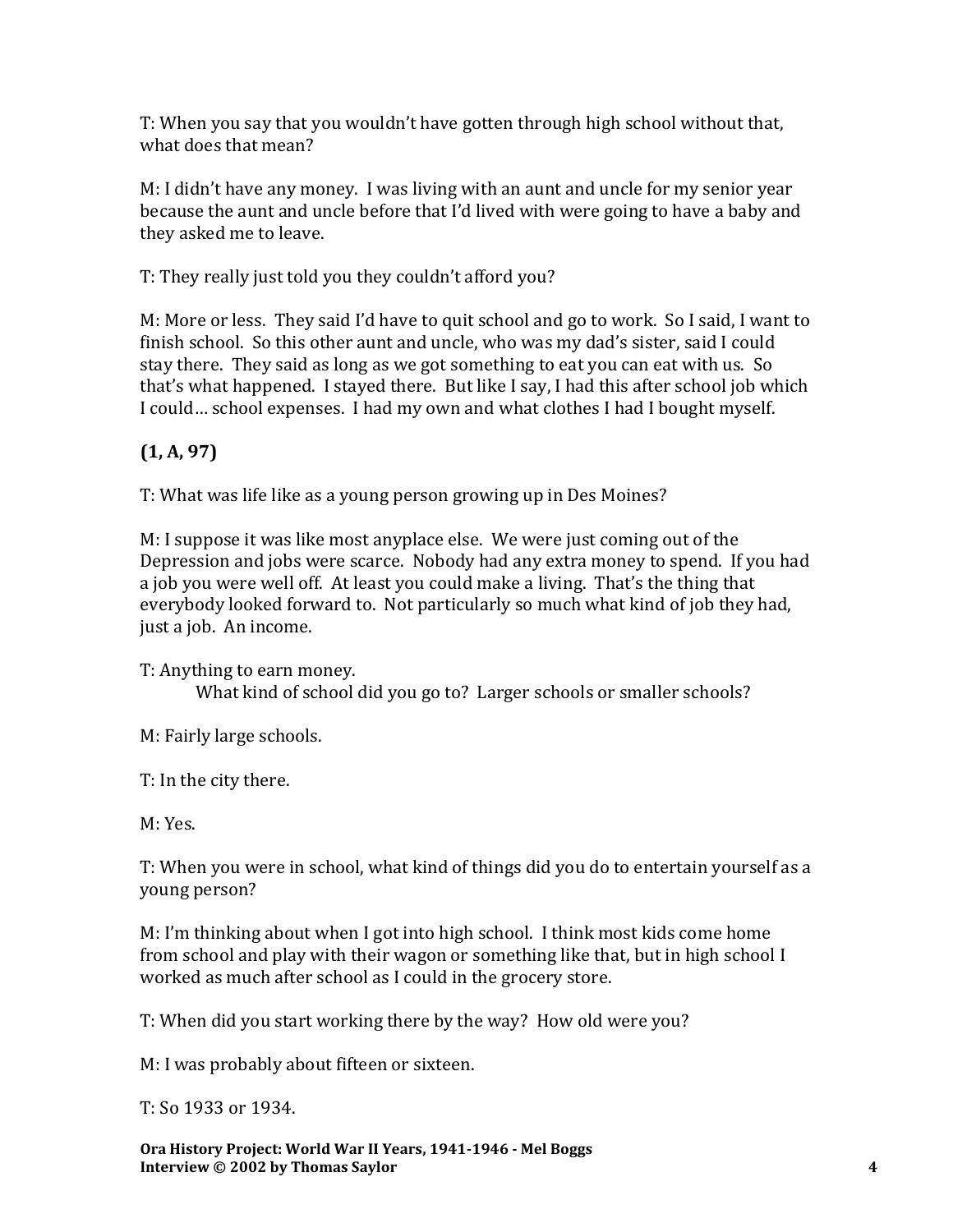T: When you say that you wouldn't have gotten through high school without that, what does that mean?

M: I didn't have any money. I was living with an aunt and uncle for my senior year because the aunt and uncle before that I'd lived with were going to have a baby and they asked me to leave.

T: They really just told you they couldn't afford you?

M: More or less. They said I'd have to quit school and go to work. So I said, I want to finish school. So this other aunt and uncle, who was my dad's sister, said I could stay there. They said as long as we got something to eat you can eat with us. So that's what happened. I stayed there. But like I say, I had this after school job which I could… school expenses. I had my own and what clothes I had I bought myself.

**(1, A, 97)**

T: What was life like as a young person growing up in Des Moines?

M: I suppose it was like most anyplace else. We were just coming out of the Depression and jobs were scarce. Nobody had any extra money to spend. If you had a job you were well off. At least you could make a living. That's the thing that everybody looked forward to. Not particularly so much what kind of job they had, just a job. An income.

T: Anything to earn money.
What kind of school did you go to? Larger schools or smaller schools?

M: Fairly large schools.

T: In the city there.

M: Yes.

T: When you were in school, what kind of things did you do to entertain yourself as a young person?

M: I'm thinking about when I got into high school. I think most kids come home from school and play with their wagon or something like that, but in high school I worked as much after school as I could in the grocery store.

T: When did you start working there by the way? How old were you?

M: I was probably about fifteen or sixteen.

T: So 1933 or 1934.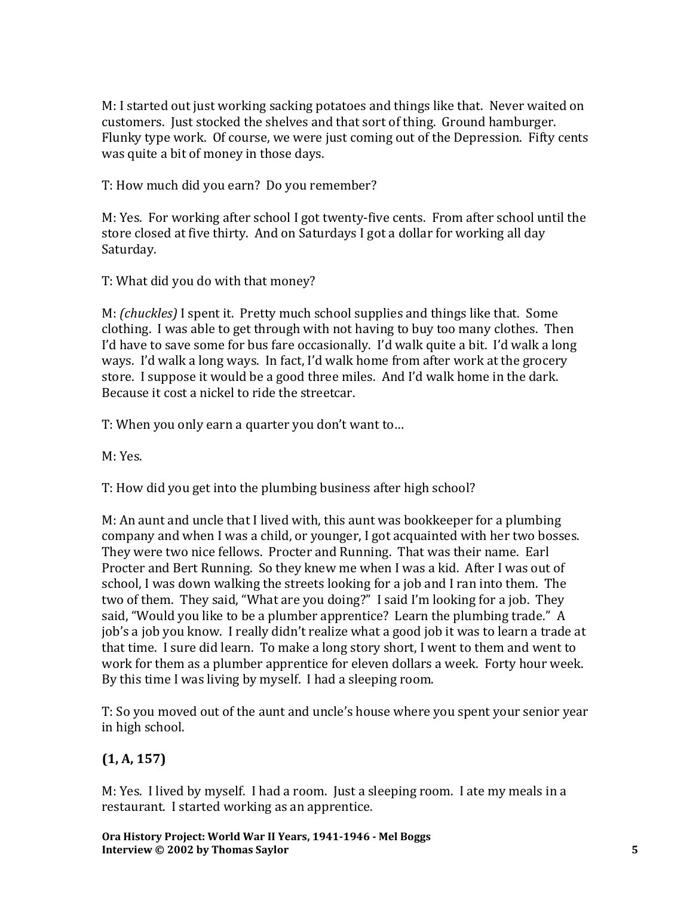M: I started out just working sacking potatoes and things like that. Never waited on customers. Just stocked the shelves and that sort of thing. Ground hamburger. Flunky type work. Of course, we were just coming out of the Depression. Fifty cents was quite a bit of money in those days.

T: How much did you earn? Do you remember?

M: Yes. For working after school I got twenty-five cents. From after school until the store closed at five thirty. And on Saturdays I got a dollar for working all day Saturday.

T: What did you do with that money?

M: *(chuckles)* I spent it. Pretty much school supplies and things like that. Some clothing. I was able to get through with not having to buy too many clothes. Then I'd have to save some for bus fare occasionally. I'd walk quite a bit. I'd walk a long ways. I'd walk a long ways. In fact, I'd walk home from after work at the grocery store. I suppose it would be a good three miles. And I'd walk home in the dark. Because it cost a nickel to ride the streetcar.

T: When you only earn a quarter you don't want to…

M: Yes.

T: How did you get into the plumbing business after high school?

M: An aunt and uncle that I lived with, this aunt was bookkeeper for a plumbing company and when I was a child, or younger, I got acquainted with her two bosses. They were two nice fellows. Procter and Running. That was their name. Earl Procter and Bert Running. So they knew me when I was a kid. After I was out of school, I was down walking the streets looking for a job and I ran into them. The two of them. They said, "What are you doing?" I said I'm looking for a job. They said, "Would you like to be a plumber apprentice? Learn the plumbing trade." A job's a job you know. I really didn't realize what a good job it was to learn a trade at that time. I sure did learn. To make a long story short, I went to them and went to work for them as a plumber apprentice for eleven dollars a week. Forty hour week. By this time I was living by myself. I had a sleeping room.

T: So you moved out of the aunt and uncle's house where you spent your senior year in high school.

**(1, A, 157)**

M: Yes. I lived by myself. I had a room. Just a sleeping room. I ate my meals in a restaurant. I started working as an apprentice.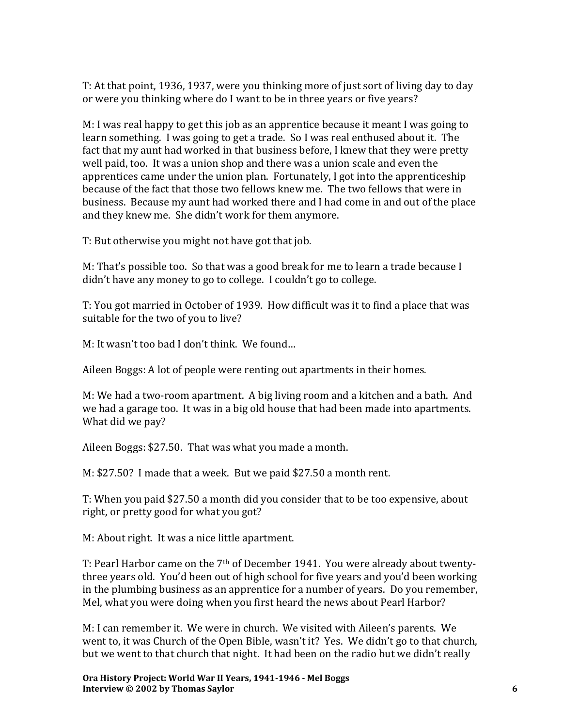T: At that point, 1936, 1937, were you thinking more of just sort of living day to day or were you thinking where do I want to be in three years or five years?

M: I was real happy to get this job as an apprentice because it meant I was going to learn something. I was going to get a trade. So I was real enthused about it. The fact that my aunt had worked in that business before, I knew that they were pretty well paid, too. It was a union shop and there was a union scale and even the apprentices came under the union plan. Fortunately, I got into the apprenticeship because of the fact that those two fellows knew me. The two fellows that were in business. Because my aunt had worked there and I had come in and out of the place and they knew me. She didn't work for them anymore.

T: But otherwise you might not have got that job.

M: That's possible too. So that was a good break for me to learn a trade because I didn't have any money to go to college. I couldn't go to college.

T: You got married in October of 1939. How difficult was it to find a place that was suitable for the two of you to live?

M: It wasn't too bad I don't think. We found…

Aileen Boggs: A lot of people were renting out apartments in their homes.

M: We had a two-room apartment. A big living room and a kitchen and a bath. And we had a garage too. It was in a big old house that had been made into apartments. What did we pay?

Aileen Boggs: $27.50. That was what you made a month.

M: $27.50? I made that a week. But we paid $27.50 a month rent.

T: When you paid $27.50 a month did you consider that to be too expensive, about right, or pretty good for what you got?

M: About right. It was a nice little apartment.

T: Pearl Harbor came on the 7th of December 1941. You were already about twenty-three years old. You'd been out of high school for five years and you'd been working in the plumbing business as an apprentice for a number of years. Do you remember, Mel, what you were doing when you first heard the news about Pearl Harbor?

M: I can remember it. We were in church. We visited with Aileen's parents. We went to, it was Church of the Open Bible, wasn't it? Yes. We didn't go to that church, but we went to that church that night. It had been on the radio but we didn't really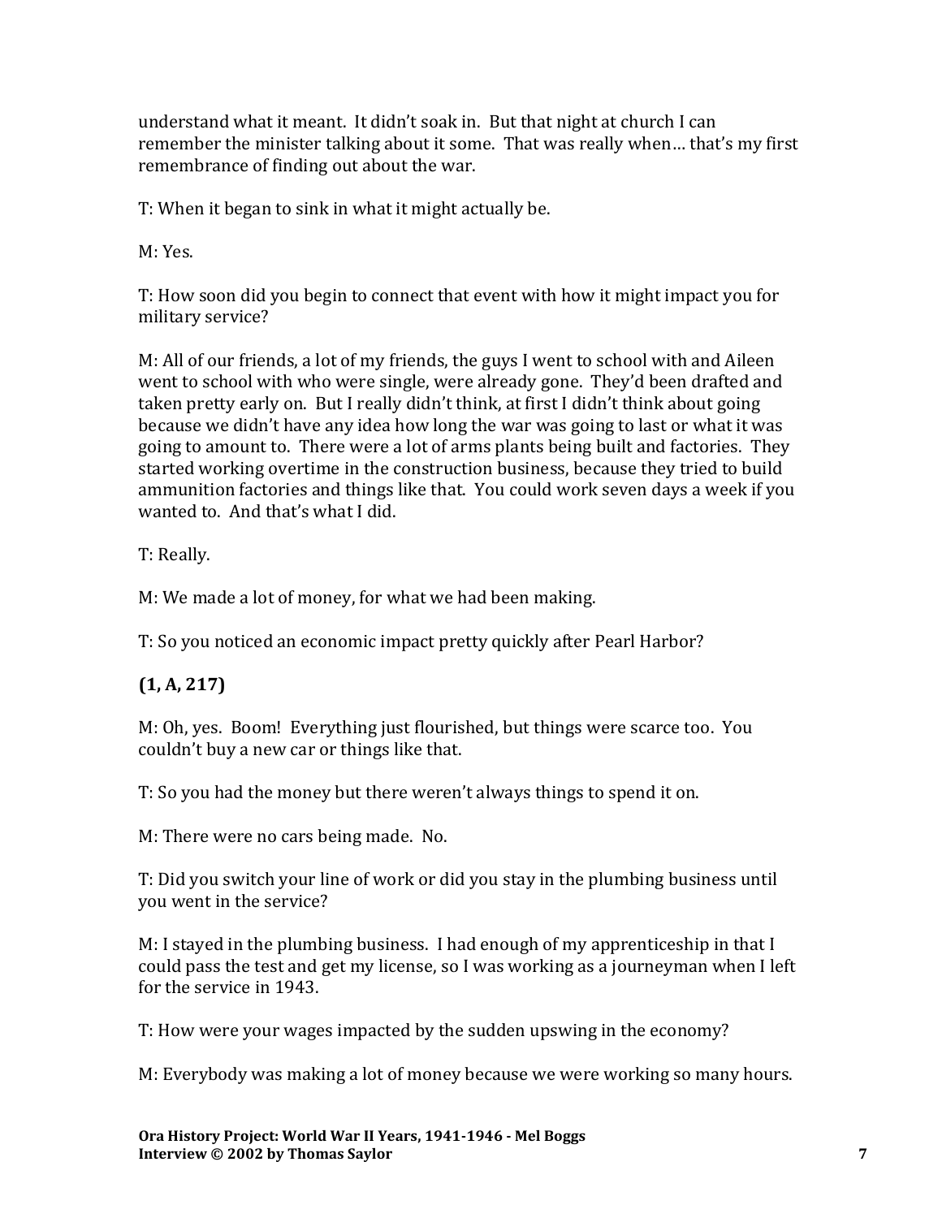understand what it meant. It didn't soak in. But that night at church I can remember the minister talking about it some. That was really when… that's my first remembrance of finding out about the war.

T: When it began to sink in what it might actually be.

M: Yes.

T: How soon did you begin to connect that event with how it might impact you for military service?

M: All of our friends, a lot of my friends, the guys I went to school with and Aileen went to school with who were single, were already gone. They'd been drafted and taken pretty early on. But I really didn't think, at first I didn't think about going because we didn't have any idea how long the war was going to last or what it was going to amount to. There were a lot of arms plants being built and factories. They started working overtime in the construction business, because they tried to build ammunition factories and things like that. You could work seven days a week if you wanted to. And that's what I did.

T: Really.

M: We made a lot of money, for what we had been making.

T: So you noticed an economic impact pretty quickly after Pearl Harbor?

**(1, A, 217)**

M: Oh, yes. Boom! Everything just flourished, but things were scarce too. You couldn't buy a new car or things like that.

T: So you had the money but there weren't always things to spend it on.

M: There were no cars being made. No.

T: Did you switch your line of work or did you stay in the plumbing business until you went in the service?

M: I stayed in the plumbing business. I had enough of my apprenticeship in that I could pass the test and get my license, so I was working as a journeyman when I left for the service in 1943.

T: How were your wages impacted by the sudden upswing in the economy?

M: Everybody was making a lot of money because we were working so many hours.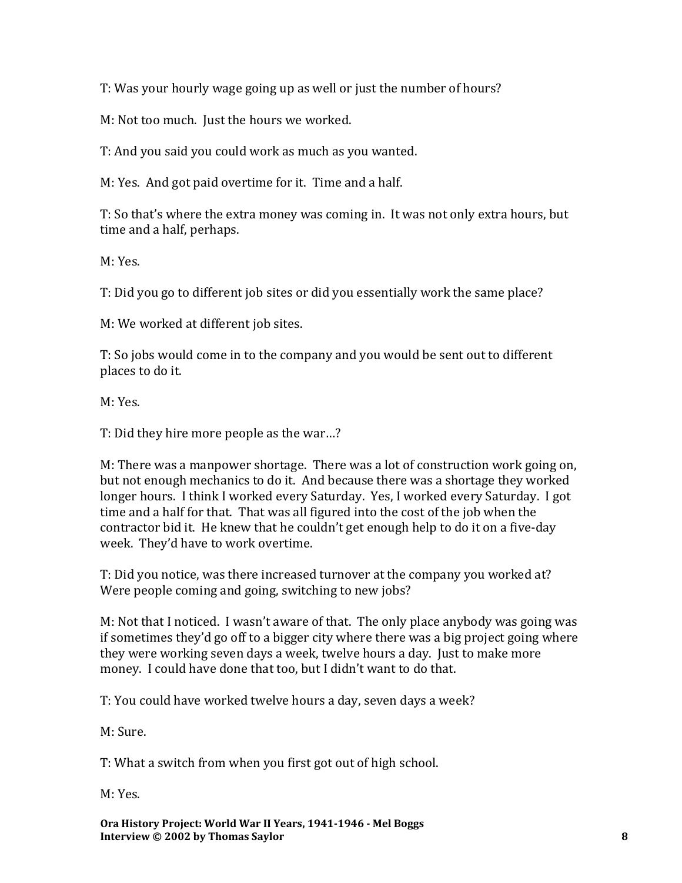T: Was your hourly wage going up as well or just the number of hours?

M: Not too much. Just the hours we worked.

T: And you said you could work as much as you wanted.

M: Yes. And got paid overtime for it. Time and a half.

T: So that's where the extra money was coming in. It was not only extra hours, but time and a half, perhaps.

M: Yes.

T: Did you go to different job sites or did you essentially work the same place?

M: We worked at different job sites.

T: So jobs would come in to the company and you would be sent out to different places to do it.

M: Yes.

T: Did they hire more people as the war…?

M: There was a manpower shortage. There was a lot of construction work going on, but not enough mechanics to do it. And because there was a shortage they worked longer hours. I think I worked every Saturday. Yes, I worked every Saturday. I got time and a half for that. That was all figured into the cost of the job when the contractor bid it. He knew that he couldn't get enough help to do it on a five-day week. They'd have to work overtime.

T: Did you notice, was there increased turnover at the company you worked at? Were people coming and going, switching to new jobs?

M: Not that I noticed. I wasn't aware of that. The only place anybody was going was if sometimes they'd go off to a bigger city where there was a big project going where they were working seven days a week, twelve hours a day. Just to make more money. I could have done that too, but I didn't want to do that.

T: You could have worked twelve hours a day, seven days a week?

M: Sure.

T: What a switch from when you first got out of high school.

M: Yes.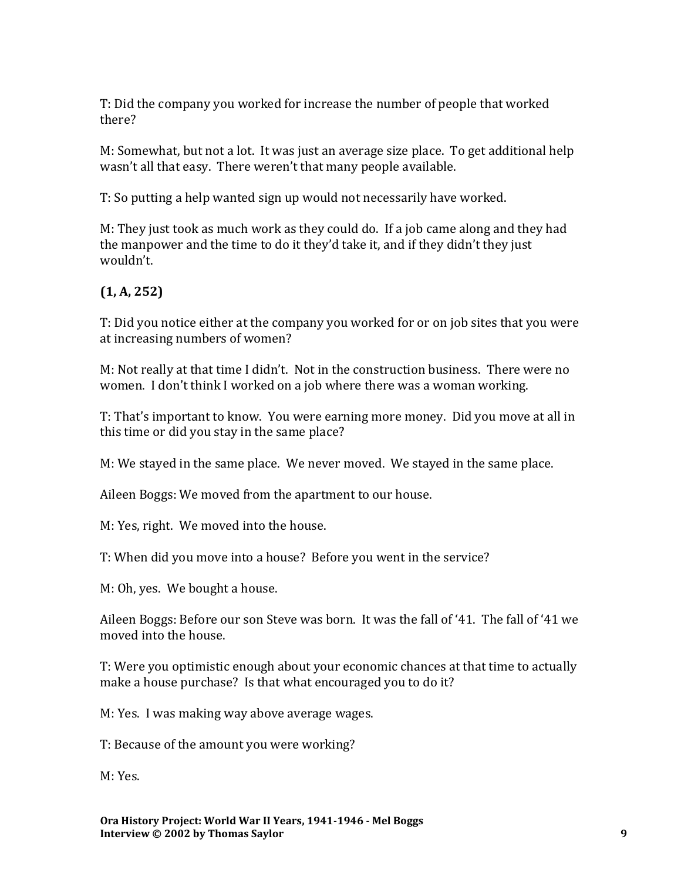T: Did the company you worked for increase the number of people that worked there?

M: Somewhat, but not a lot. It was just an average size place. To get additional help wasn't all that easy. There weren't that many people available.

T: So putting a help wanted sign up would not necessarily have worked.

M: They just took as much work as they could do. If a job came along and they had the manpower and the time to do it they'd take it, and if they didn't they just wouldn't.

**(1, A, 252)**

T: Did you notice either at the company you worked for or on job sites that you were at increasing numbers of women?

M: Not really at that time I didn't. Not in the construction business. There were no women. I don't think I worked on a job where there was a woman working.

T: That's important to know. You were earning more money. Did you move at all in this time or did you stay in the same place?

M: We stayed in the same place. We never moved. We stayed in the same place.

Aileen Boggs: We moved from the apartment to our house.

M: Yes, right. We moved into the house.

T: When did you move into a house? Before you went in the service?

M: Oh, yes. We bought a house.

Aileen Boggs: Before our son Steve was born. It was the fall of '41. The fall of '41 we moved into the house.

T: Were you optimistic enough about your economic chances at that time to actually make a house purchase? Is that what encouraged you to do it?

M: Yes. I was making way above average wages.

T: Because of the amount you were working?

M: Yes.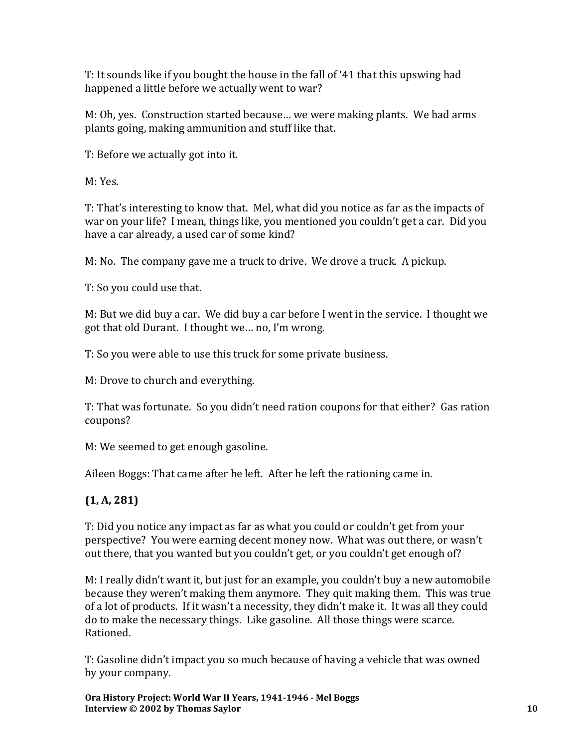T: It sounds like if you bought the house in the fall of '41 that this upswing had happened a little before we actually went to war?

M: Oh, yes. Construction started because… we were making plants. We had arms plants going, making ammunition and stuff like that.

T: Before we actually got into it.

M: Yes.

T: That's interesting to know that. Mel, what did you notice as far as the impacts of war on your life? I mean, things like, you mentioned you couldn't get a car. Did you have a car already, a used car of some kind?

M: No. The company gave me a truck to drive. We drove a truck. A pickup.

T: So you could use that.

M: But we did buy a car. We did buy a car before I went in the service. I thought we got that old Durant. I thought we… no, I'm wrong.

T: So you were able to use this truck for some private business.

M: Drove to church and everything.

T: That was fortunate. So you didn't need ration coupons for that either? Gas ration coupons?

M: We seemed to get enough gasoline.

Aileen Boggs: That came after he left. After he left the rationing came in.

**(1, A, 281)**

T: Did you notice any impact as far as what you could or couldn't get from your perspective? You were earning decent money now. What was out there, or wasn't out there, that you wanted but you couldn't get, or you couldn't get enough of?

M: I really didn't want it, but just for an example, you couldn't buy a new automobile because they weren't making them anymore. They quit making them. This was true of a lot of products. If it wasn't a necessity, they didn't make it. It was all they could do to make the necessary things. Like gasoline. All those things were scarce. Rationed.

T: Gasoline didn't impact you so much because of having a vehicle that was owned by your company.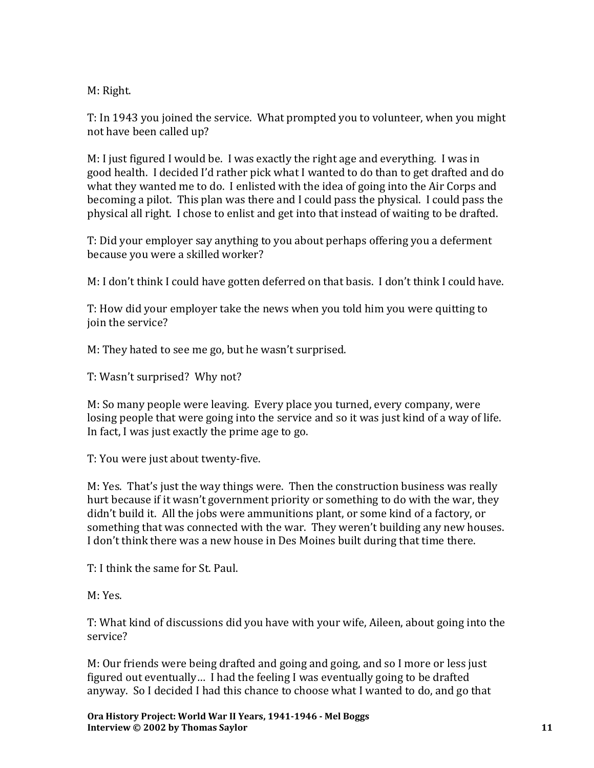M: Right.

T: In 1943 you joined the service. What prompted you to volunteer, when you might not have been called up?

M: I just figured I would be. I was exactly the right age and everything. I was in good health. I decided I'd rather pick what I wanted to do than to get drafted and do what they wanted me to do. I enlisted with the idea of going into the Air Corps and becoming a pilot. This plan was there and I could pass the physical. I could pass the physical all right. I chose to enlist and get into that instead of waiting to be drafted.

T: Did your employer say anything to you about perhaps offering you a deferment because you were a skilled worker?

M: I don't think I could have gotten deferred on that basis. I don't think I could have.

T: How did your employer take the news when you told him you were quitting to join the service?

M: They hated to see me go, but he wasn't surprised.

T: Wasn't surprised? Why not?

M: So many people were leaving. Every place you turned, every company, were losing people that were going into the service and so it was just kind of a way of life. In fact, I was just exactly the prime age to go.

T: You were just about twenty-five.

M: Yes. That's just the way things were. Then the construction business was really hurt because if it wasn't government priority or something to do with the war, they didn't build it. All the jobs were ammunitions plant, or some kind of a factory, or something that was connected with the war. They weren't building any new houses. I don't think there was a new house in Des Moines built during that time there.

T: I think the same for St. Paul.

M: Yes.

T: What kind of discussions did you have with your wife, Aileen, about going into the service?

M: Our friends were being drafted and going and going, and so I more or less just figured out eventually… I had the feeling I was eventually going to be drafted anyway. So I decided I had this chance to choose what I wanted to do, and go that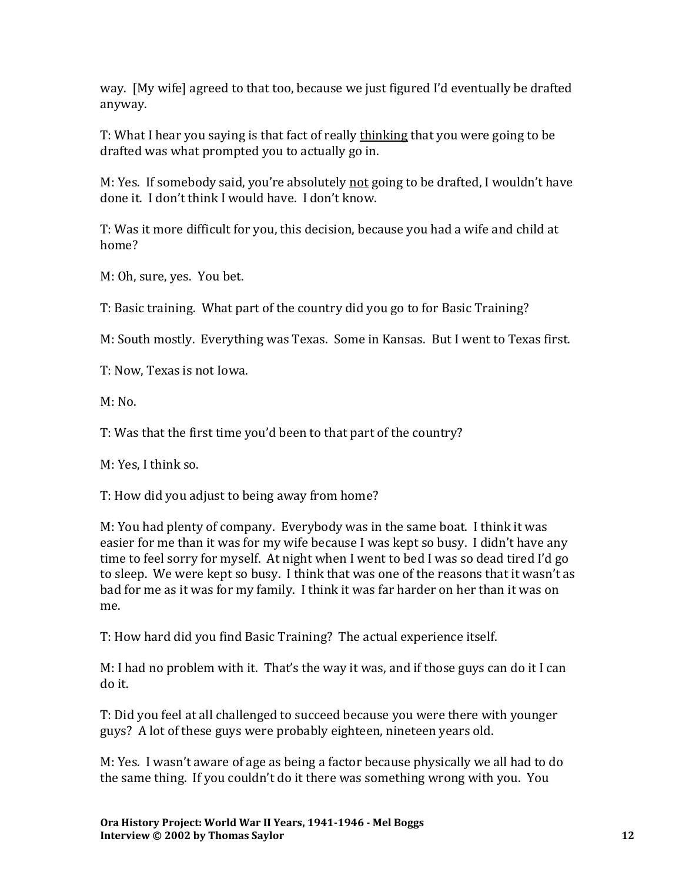way. [My wife] agreed to that too, because we just figured I'd eventually be drafted anyway.

T: What I hear you saying is that fact of really <u>thinking</u> that you were going to be drafted was what prompted you to actually go in.

M: Yes. If somebody said, you're absolutely <u>not</u> going to be drafted, I wouldn't have done it. I don't think I would have. I don't know.

T: Was it more difficult for you, this decision, because you had a wife and child at home?

M: Oh, sure, yes. You bet.

T: Basic training. What part of the country did you go to for Basic Training?

M: South mostly. Everything was Texas. Some in Kansas. But I went to Texas first.

T: Now, Texas is not Iowa.

M: No.

T: Was that the first time you'd been to that part of the country?

M: Yes, I think so.

T: How did you adjust to being away from home?

M: You had plenty of company. Everybody was in the same boat. I think it was easier for me than it was for my wife because I was kept so busy. I didn't have any time to feel sorry for myself. At night when I went to bed I was so dead tired I'd go to sleep. We were kept so busy. I think that was one of the reasons that it wasn't as bad for me as it was for my family. I think it was far harder on her than it was on me.

T: How hard did you find Basic Training? The actual experience itself.

M: I had no problem with it. That's the way it was, and if those guys can do it I can do it.

T: Did you feel at all challenged to succeed because you were there with younger guys? A lot of these guys were probably eighteen, nineteen years old.

M: Yes. I wasn't aware of age as being a factor because physically we all had to do the same thing. If you couldn't do it there was something wrong with you. You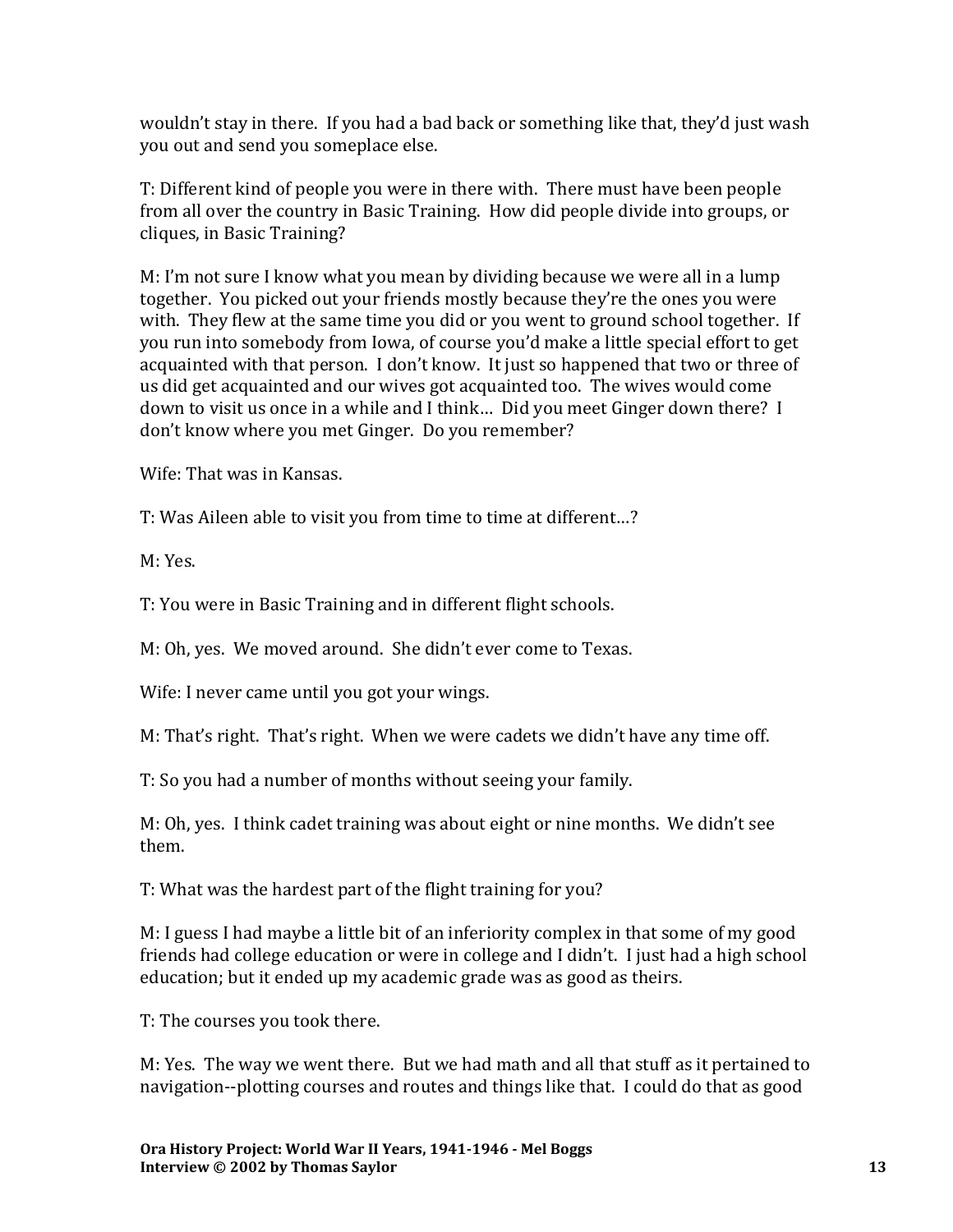wouldn't stay in there. If you had a bad back or something like that, they'd just wash you out and send you someplace else.

T: Different kind of people you were in there with. There must have been people from all over the country in Basic Training. How did people divide into groups, or cliques, in Basic Training?

M: I'm not sure I know what you mean by dividing because we were all in a lump together. You picked out your friends mostly because they're the ones you were with. They flew at the same time you did or you went to ground school together. If you run into somebody from Iowa, of course you'd make a little special effort to get acquainted with that person. I don't know. It just so happened that two or three of us did get acquainted and our wives got acquainted too. The wives would come down to visit us once in a while and I think… Did you meet Ginger down there? I don't know where you met Ginger. Do you remember?

Wife: That was in Kansas.

T: Was Aileen able to visit you from time to time at different…?

M: Yes.

T: You were in Basic Training and in different flight schools.

M: Oh, yes. We moved around. She didn't ever come to Texas.

Wife: I never came until you got your wings.

M: That's right. That's right. When we were cadets we didn't have any time off.

T: So you had a number of months without seeing your family.

M: Oh, yes. I think cadet training was about eight or nine months. We didn't see them.

T: What was the hardest part of the flight training for you?

M: I guess I had maybe a little bit of an inferiority complex in that some of my good friends had college education or were in college and I didn't. I just had a high school education; but it ended up my academic grade was as good as theirs.

T: The courses you took there.

M: Yes. The way we went there. But we had math and all that stuff as it pertained to navigation--plotting courses and routes and things like that. I could do that as good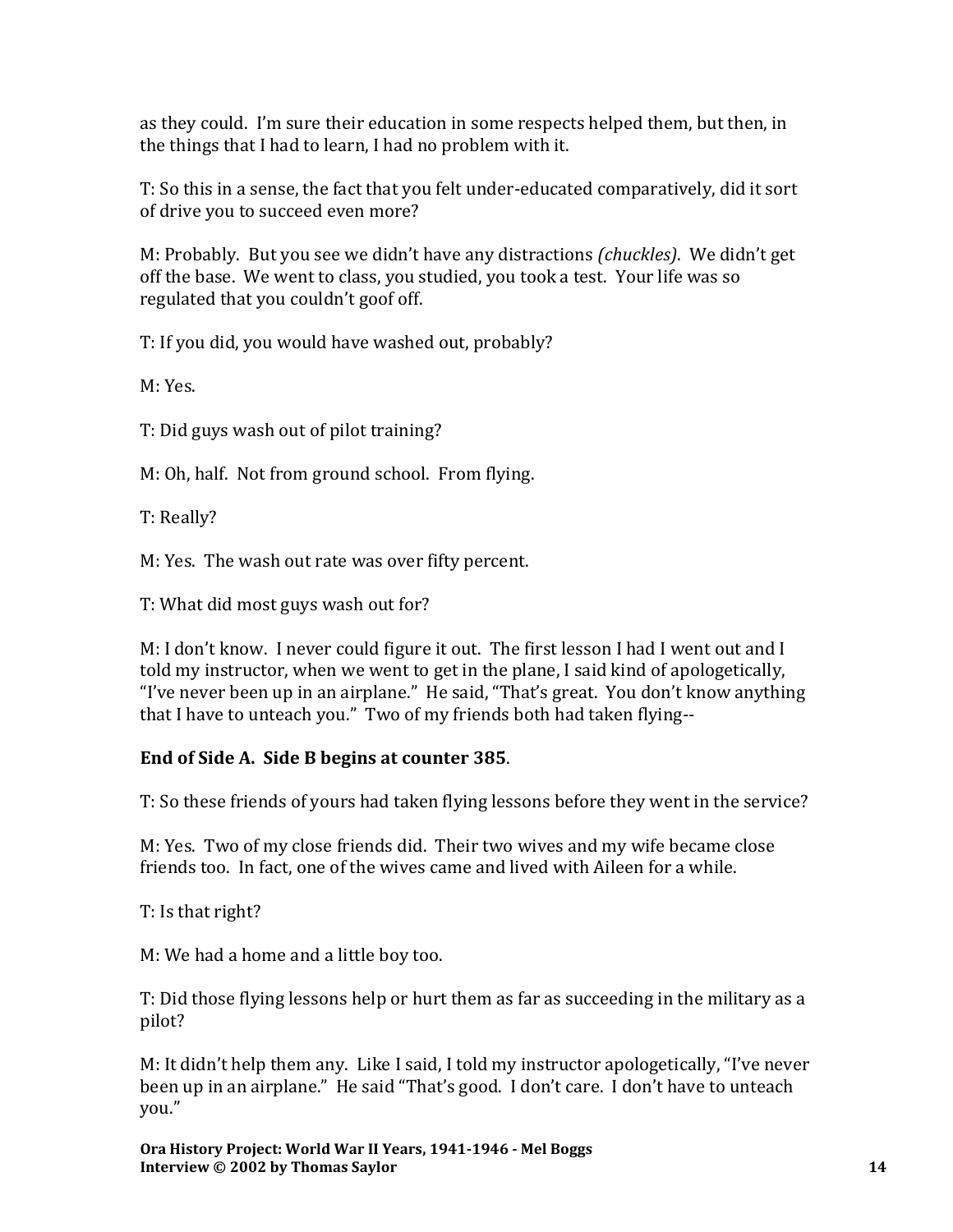as they could. I'm sure their education in some respects helped them, but then, in the things that I had to learn, I had no problem with it.

T: So this in a sense, the fact that you felt under-educated comparatively, did it sort of drive you to succeed even more?

M: Probably. But you see we didn't have any distractions *(chuckles)*. We didn't get off the base. We went to class, you studied, you took a test. Your life was so regulated that you couldn't goof off.

T: If you did, you would have washed out, probably?

M: Yes.

T: Did guys wash out of pilot training?

M: Oh, half. Not from ground school. From flying.

T: Really?

M: Yes. The wash out rate was over fifty percent.

T: What did most guys wash out for?

M: I don't know. I never could figure it out. The first lesson I had I went out and I told my instructor, when we went to get in the plane, I said kind of apologetically, "I've never been up in an airplane." He said, "That's great. You don't know anything that I have to unteach you." Two of my friends both had taken flying--

**End of Side A. Side B begins at counter 385**.

T: So these friends of yours had taken flying lessons before they went in the service?

M: Yes. Two of my close friends did. Their two wives and my wife became close friends too. In fact, one of the wives came and lived with Aileen for a while.

T: Is that right?

M: We had a home and a little boy too.

T: Did those flying lessons help or hurt them as far as succeeding in the military as a pilot?

M: It didn't help them any. Like I said, I told my instructor apologetically, "I've never been up in an airplane." He said "That's good. I don't care. I don't have to unteach you."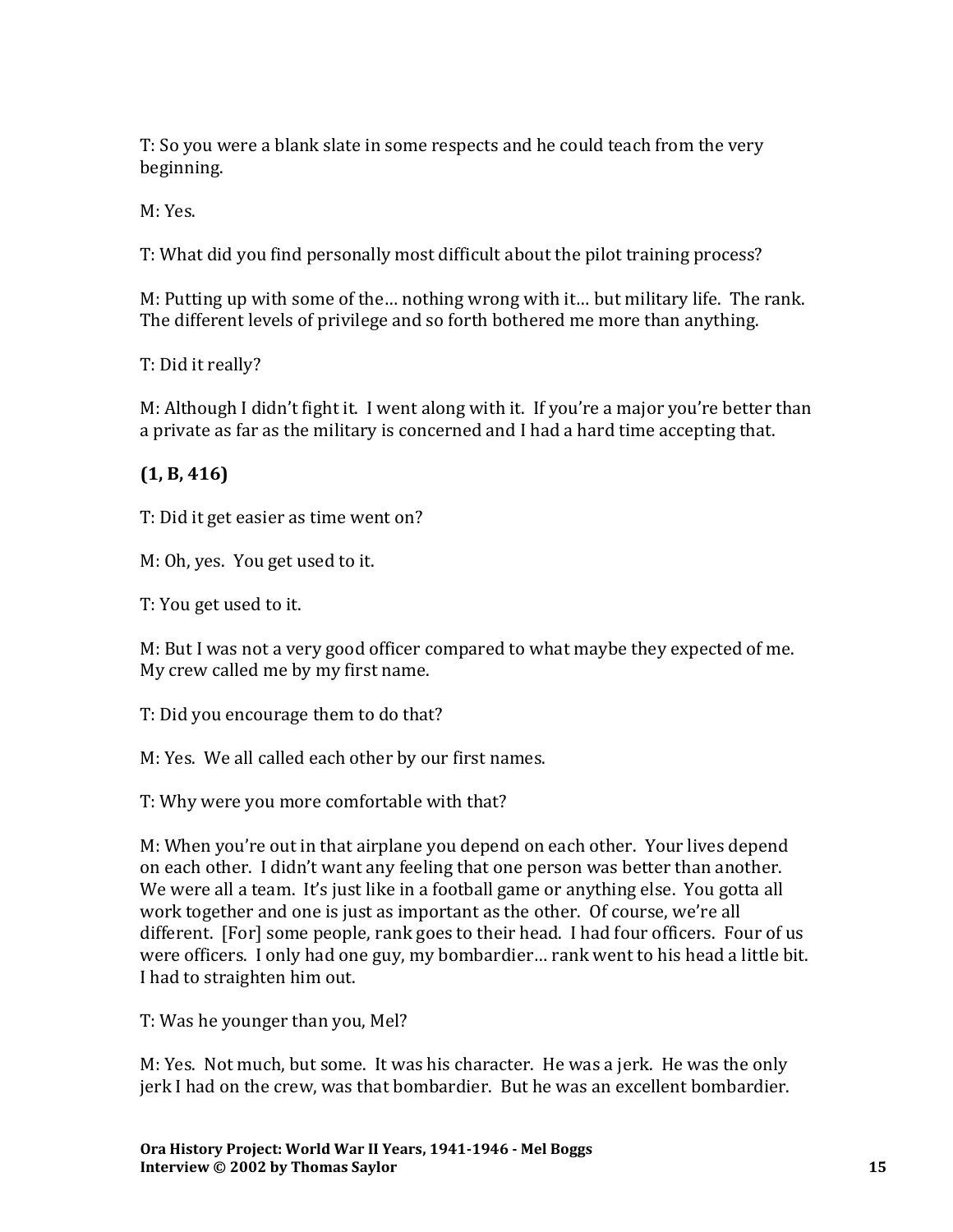T: So you were a blank slate in some respects and he could teach from the very beginning.

M: Yes.

T: What did you find personally most difficult about the pilot training process?

M: Putting up with some of the… nothing wrong with it… but military life. The rank. The different levels of privilege and so forth bothered me more than anything.

T: Did it really?

M: Although I didn't fight it. I went along with it. If you're a major you're better than a private as far as the military is concerned and I had a hard time accepting that.

**(1, B, 416)**

T: Did it get easier as time went on?

M: Oh, yes. You get used to it.

T: You get used to it.

M: But I was not a very good officer compared to what maybe they expected of me. My crew called me by my first name.

T: Did you encourage them to do that?

M: Yes. We all called each other by our first names.

T: Why were you more comfortable with that?

M: When you're out in that airplane you depend on each other. Your lives depend on each other. I didn't want any feeling that one person was better than another. We were all a team. It's just like in a football game or anything else. You gotta all work together and one is just as important as the other. Of course, we're all different. [For] some people, rank goes to their head. I had four officers. Four of us were officers. I only had one guy, my bombardier… rank went to his head a little bit. I had to straighten him out.

T: Was he younger than you, Mel?

M: Yes. Not much, but some. It was his character. He was a jerk. He was the only jerk I had on the crew, was that bombardier. But he was an excellent bombardier.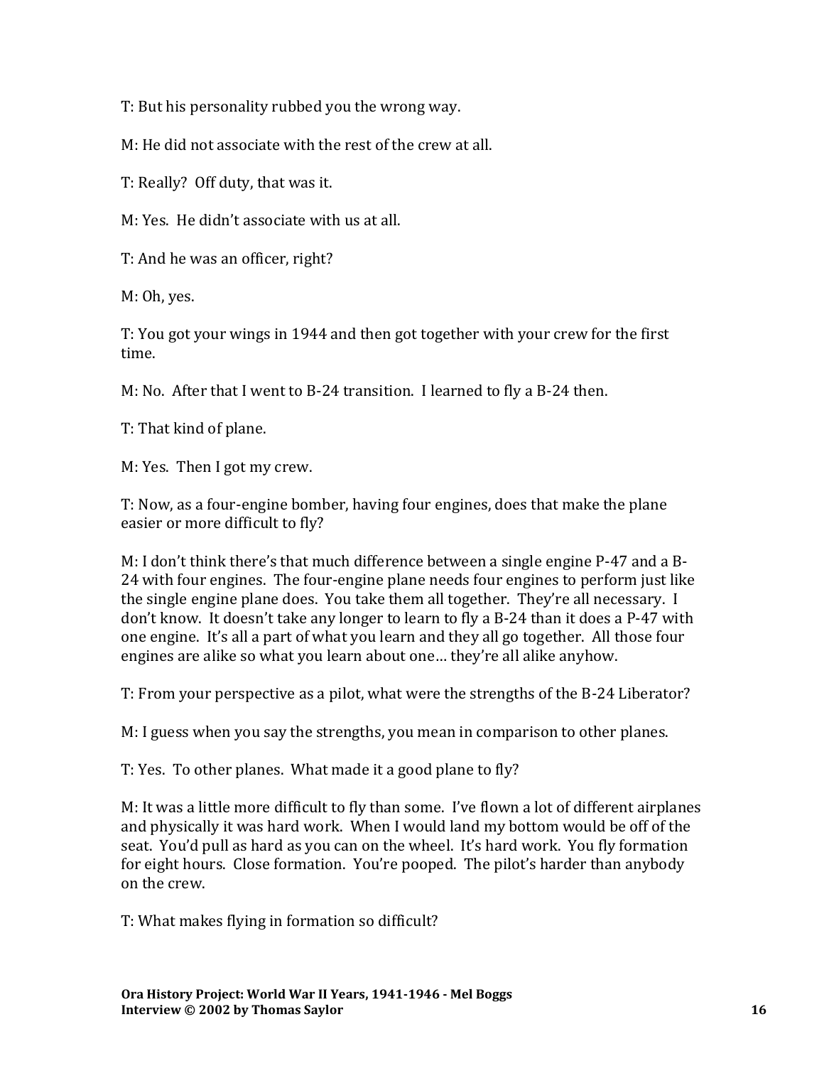T: But his personality rubbed you the wrong way.

M: He did not associate with the rest of the crew at all.

T: Really? Off duty, that was it.

M: Yes. He didn't associate with us at all.

T: And he was an officer, right?

M: Oh, yes.

T: You got your wings in 1944 and then got together with your crew for the first time.

M: No. After that I went to B-24 transition. I learned to fly a B-24 then.

T: That kind of plane.

M: Yes. Then I got my crew.

T: Now, as a four-engine bomber, having four engines, does that make the plane easier or more difficult to fly?

M: I don't think there's that much difference between a single engine P-47 and a B-24 with four engines. The four-engine plane needs four engines to perform just like the single engine plane does. You take them all together. They're all necessary. I don't know. It doesn't take any longer to learn to fly a B-24 than it does a P-47 with one engine. It's all a part of what you learn and they all go together. All those four engines are alike so what you learn about one… they're all alike anyhow.

T: From your perspective as a pilot, what were the strengths of the B-24 Liberator?

M: I guess when you say the strengths, you mean in comparison to other planes.

T: Yes. To other planes. What made it a good plane to fly?

M: It was a little more difficult to fly than some. I've flown a lot of different airplanes and physically it was hard work. When I would land my bottom would be off of the seat. You'd pull as hard as you can on the wheel. It's hard work. You fly formation for eight hours. Close formation. You're pooped. The pilot's harder than anybody on the crew.

T: What makes flying in formation so difficult?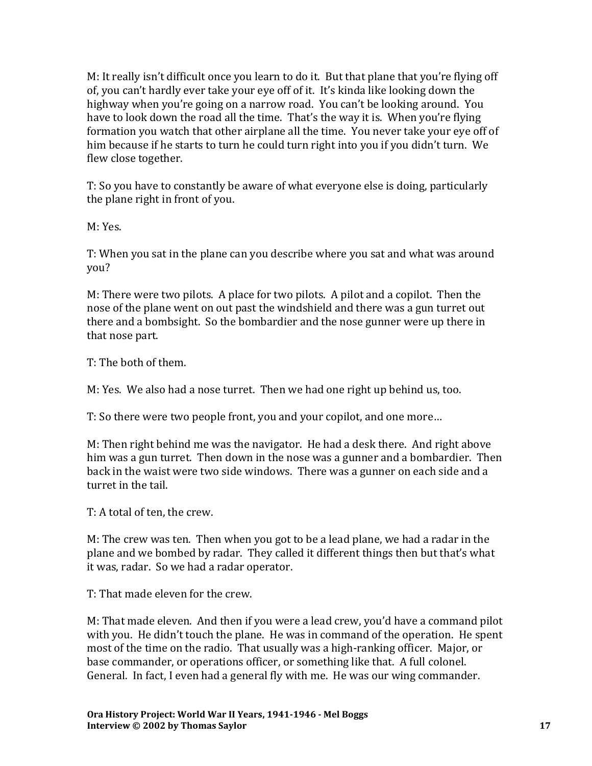M: It really isn't difficult once you learn to do it. But that plane that you're flying off of, you can't hardly ever take your eye off of it. It's kinda like looking down the highway when you're going on a narrow road. You can't be looking around. You have to look down the road all the time. That's the way it is. When you're flying formation you watch that other airplane all the time. You never take your eye off of him because if he starts to turn he could turn right into you if you didn't turn. We flew close together.

T: So you have to constantly be aware of what everyone else is doing, particularly the plane right in front of you.

M: Yes.

T: When you sat in the plane can you describe where you sat and what was around you?

M: There were two pilots. A place for two pilots. A pilot and a copilot. Then the nose of the plane went on out past the windshield and there was a gun turret out there and a bombsight. So the bombardier and the nose gunner were up there in that nose part.

T: The both of them.

M: Yes. We also had a nose turret. Then we had one right up behind us, too.

T: So there were two people front, you and your copilot, and one more…

M: Then right behind me was the navigator. He had a desk there. And right above him was a gun turret. Then down in the nose was a gunner and a bombardier. Then back in the waist were two side windows. There was a gunner on each side and a turret in the tail.

T: A total of ten, the crew.

M: The crew was ten. Then when you got to be a lead plane, we had a radar in the plane and we bombed by radar. They called it different things then but that's what it was, radar. So we had a radar operator.

T: That made eleven for the crew.

M: That made eleven. And then if you were a lead crew, you'd have a command pilot with you. He didn't touch the plane. He was in command of the operation. He spent most of the time on the radio. That usually was a high-ranking officer. Major, or base commander, or operations officer, or something like that. A full colonel. General. In fact, I even had a general fly with me. He was our wing commander.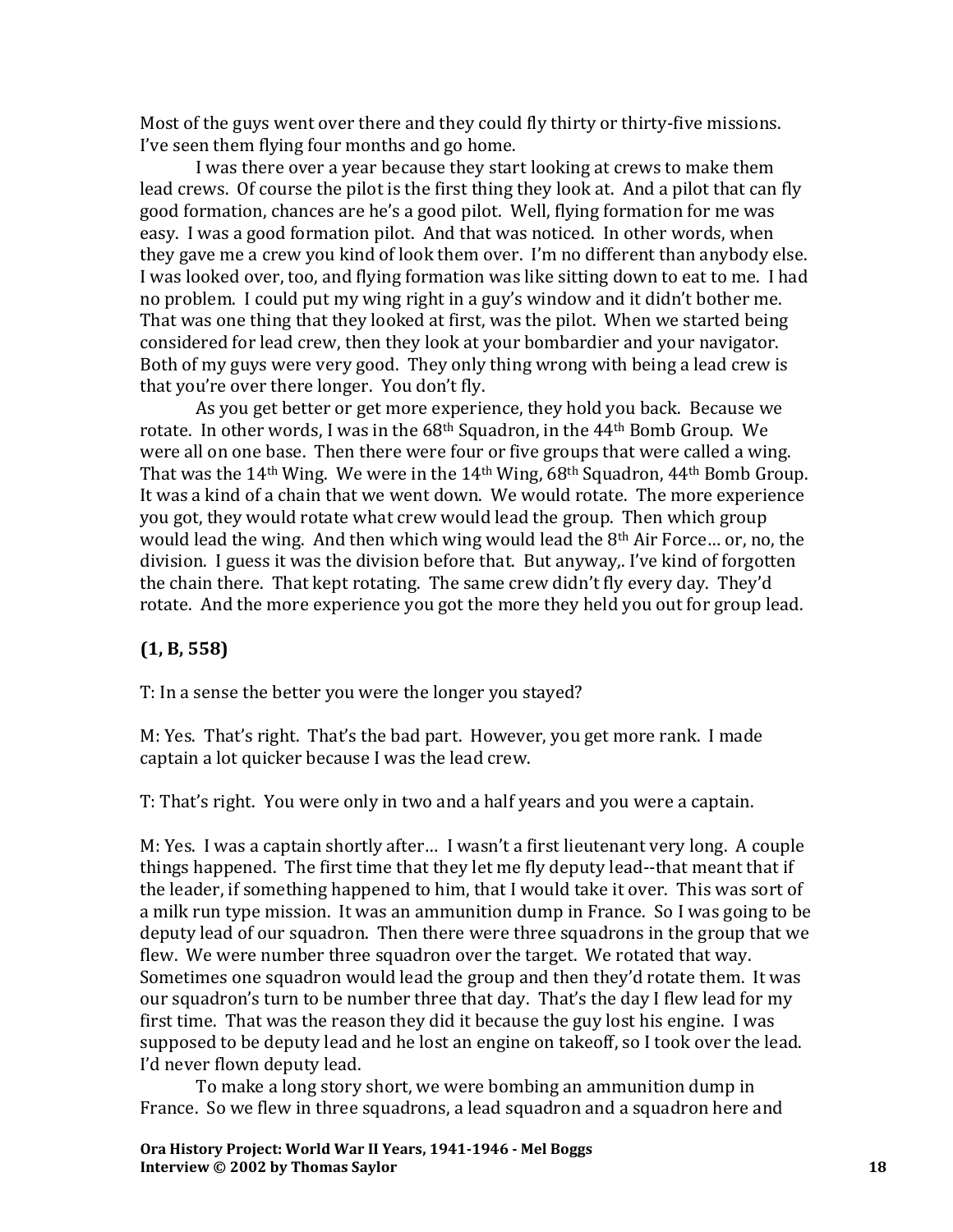Most of the guys went over there and they could fly thirty or thirty-five missions. I've seen them flying four months and go home.

I was there over a year because they start looking at crews to make them lead crews. Of course the pilot is the first thing they look at. And a pilot that can fly good formation, chances are he's a good pilot. Well, flying formation for me was easy. I was a good formation pilot. And that was noticed. In other words, when they gave me a crew you kind of look them over. I'm no different than anybody else. I was looked over, too, and flying formation was like sitting down to eat to me. I had no problem. I could put my wing right in a guy's window and it didn't bother me. That was one thing that they looked at first, was the pilot. When we started being considered for lead crew, then they look at your bombardier and your navigator. Both of my guys were very good. They only thing wrong with being a lead crew is that you're over there longer. You don't fly.

As you get better or get more experience, they hold you back. Because we rotate. In other words, I was in the 68th Squadron, in the 44th Bomb Group. We were all on one base. Then there were four or five groups that were called a wing. That was the 14th Wing. We were in the 14th Wing, 68th Squadron, 44th Bomb Group. It was a kind of a chain that we went down. We would rotate. The more experience you got, they would rotate what crew would lead the group. Then which group would lead the wing. And then which wing would lead the 8th Air Force… or, no, the division. I guess it was the division before that. But anyway,. I've kind of forgotten the chain there. That kept rotating. The same crew didn't fly every day. They'd rotate. And the more experience you got the more they held you out for group lead.

**(1, B, 558)**

T: In a sense the better you were the longer you stayed?

M: Yes. That's right. That's the bad part. However, you get more rank. I made captain a lot quicker because I was the lead crew.

T: That's right. You were only in two and a half years and you were a captain.

M: Yes. I was a captain shortly after… I wasn't a first lieutenant very long. A couple things happened. The first time that they let me fly deputy lead--that meant that if the leader, if something happened to him, that I would take it over. This was sort of a milk run type mission. It was an ammunition dump in France. So I was going to be deputy lead of our squadron. Then there were three squadrons in the group that we flew. We were number three squadron over the target. We rotated that way. Sometimes one squadron would lead the group and then they'd rotate them. It was our squadron's turn to be number three that day. That's the day I flew lead for my first time. That was the reason they did it because the guy lost his engine. I was supposed to be deputy lead and he lost an engine on takeoff, so I took over the lead. I'd never flown deputy lead.

To make a long story short, we were bombing an ammunition dump in France. So we flew in three squadrons, a lead squadron and a squadron here and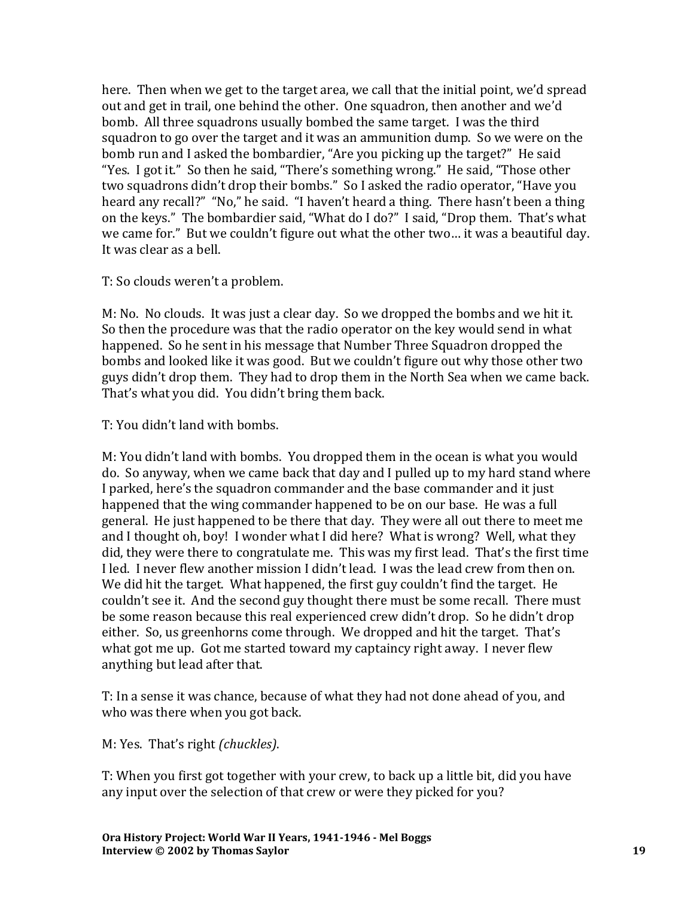here. Then when we get to the target area, we call that the initial point, we'd spread out and get in trail, one behind the other. One squadron, then another and we'd bomb. All three squadrons usually bombed the same target. I was the third squadron to go over the target and it was an ammunition dump. So we were on the bomb run and I asked the bombardier, "Are you picking up the target?" He said "Yes. I got it." So then he said, "There's something wrong." He said, "Those other two squadrons didn't drop their bombs." So I asked the radio operator, "Have you heard any recall?" "No," he said. "I haven't heard a thing. There hasn't been a thing on the keys." The bombardier said, "What do I do?" I said, "Drop them. That's what we came for." But we couldn't figure out what the other two… it was a beautiful day. It was clear as a bell.

T: So clouds weren't a problem.

M: No. No clouds. It was just a clear day. So we dropped the bombs and we hit it. So then the procedure was that the radio operator on the key would send in what happened. So he sent in his message that Number Three Squadron dropped the bombs and looked like it was good. But we couldn't figure out why those other two guys didn't drop them. They had to drop them in the North Sea when we came back. That's what you did. You didn't bring them back.

T: You didn't land with bombs.

M: You didn't land with bombs. You dropped them in the ocean is what you would do. So anyway, when we came back that day and I pulled up to my hard stand where I parked, here's the squadron commander and the base commander and it just happened that the wing commander happened to be on our base. He was a full general. He just happened to be there that day. They were all out there to meet me and I thought oh, boy! I wonder what I did here? What is wrong? Well, what they did, they were there to congratulate me. This was my first lead. That's the first time I led. I never flew another mission I didn't lead. I was the lead crew from then on. We did hit the target. What happened, the first guy couldn't find the target. He couldn't see it. And the second guy thought there must be some recall. There must be some reason because this real experienced crew didn't drop. So he didn't drop either. So, us greenhorns come through. We dropped and hit the target. That's what got me up. Got me started toward my captaincy right away. I never flew anything but lead after that.

T: In a sense it was chance, because of what they had not done ahead of you, and who was there when you got back.

M: Yes. That's right *(chuckles)*.

T: When you first got together with your crew, to back up a little bit, did you have any input over the selection of that crew or were they picked for you?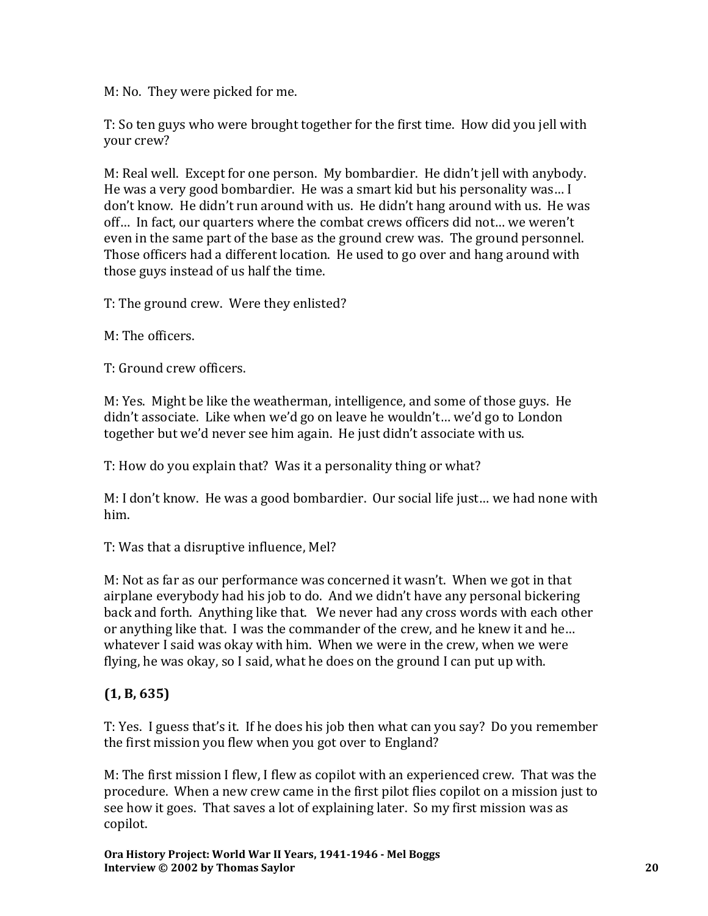M: No. They were picked for me.

T: So ten guys who were brought together for the first time. How did you jell with your crew?

M: Real well. Except for one person. My bombardier. He didn't jell with anybody. He was a very good bombardier. He was a smart kid but his personality was… I don't know. He didn't run around with us. He didn't hang around with us. He was off… In fact, our quarters where the combat crews officers did not… we weren't even in the same part of the base as the ground crew was. The ground personnel. Those officers had a different location. He used to go over and hang around with those guys instead of us half the time.

T: The ground crew. Were they enlisted?

M: The officers.

T: Ground crew officers.

M: Yes. Might be like the weatherman, intelligence, and some of those guys. He didn't associate. Like when we'd go on leave he wouldn't… we'd go to London together but we'd never see him again. He just didn't associate with us.

T: How do you explain that? Was it a personality thing or what?

M: I don't know. He was a good bombardier. Our social life just… we had none with him.

T: Was that a disruptive influence, Mel?

M: Not as far as our performance was concerned it wasn't. When we got in that airplane everybody had his job to do. And we didn't have any personal bickering back and forth. Anything like that. We never had any cross words with each other or anything like that. I was the commander of the crew, and he knew it and he… whatever I said was okay with him. When we were in the crew, when we were flying, he was okay, so I said, what he does on the ground I can put up with.

**(1, B, 635)**

T: Yes. I guess that's it. If he does his job then what can you say? Do you remember the first mission you flew when you got over to England?

M: The first mission I flew, I flew as copilot with an experienced crew. That was the procedure. When a new crew came in the first pilot flies copilot on a mission just to see how it goes. That saves a lot of explaining later. So my first mission was as copilot.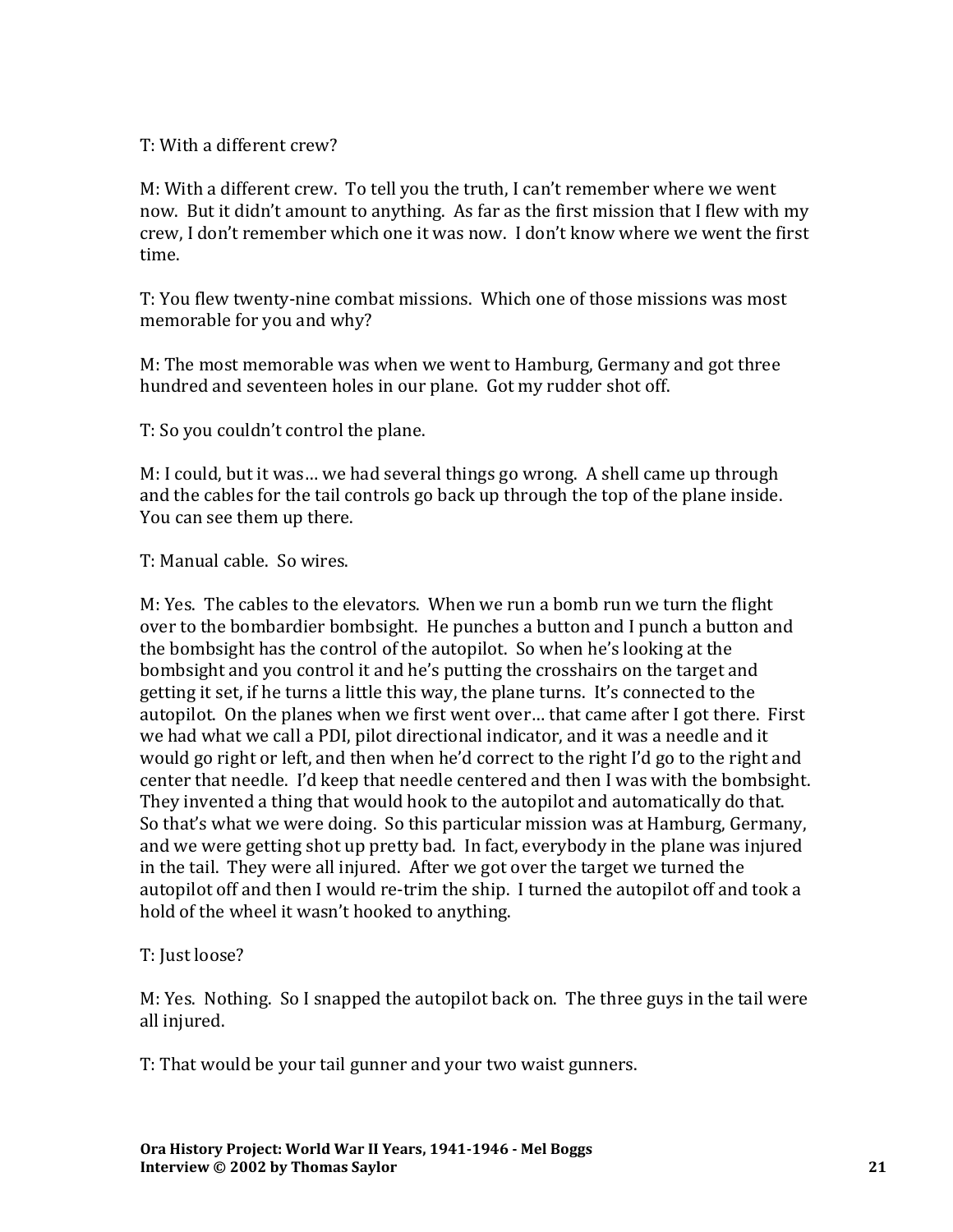T: With a different crew?

M: With a different crew. To tell you the truth, I can't remember where we went now. But it didn't amount to anything. As far as the first mission that I flew with my crew, I don't remember which one it was now. I don't know where we went the first time.

T: You flew twenty-nine combat missions. Which one of those missions was most memorable for you and why?

M: The most memorable was when we went to Hamburg, Germany and got three hundred and seventeen holes in our plane. Got my rudder shot off.

T: So you couldn't control the plane.

M: I could, but it was… we had several things go wrong. A shell came up through and the cables for the tail controls go back up through the top of the plane inside. You can see them up there.

T: Manual cable. So wires.

M: Yes. The cables to the elevators. When we run a bomb run we turn the flight over to the bombardier bombsight. He punches a button and I punch a button and the bombsight has the control of the autopilot. So when he's looking at the bombsight and you control it and he's putting the crosshairs on the target and getting it set, if he turns a little this way, the plane turns. It's connected to the autopilot. On the planes when we first went over… that came after I got there. First we had what we call a PDI, pilot directional indicator, and it was a needle and it would go right or left, and then when he'd correct to the right I'd go to the right and center that needle. I'd keep that needle centered and then I was with the bombsight. They invented a thing that would hook to the autopilot and automatically do that. So that's what we were doing. So this particular mission was at Hamburg, Germany, and we were getting shot up pretty bad. In fact, everybody in the plane was injured in the tail. They were all injured. After we got over the target we turned the autopilot off and then I would re-trim the ship. I turned the autopilot off and took a hold of the wheel it wasn't hooked to anything.

T: Just loose?

M: Yes. Nothing. So I snapped the autopilot back on. The three guys in the tail were all injured.

T: That would be your tail gunner and your two waist gunners.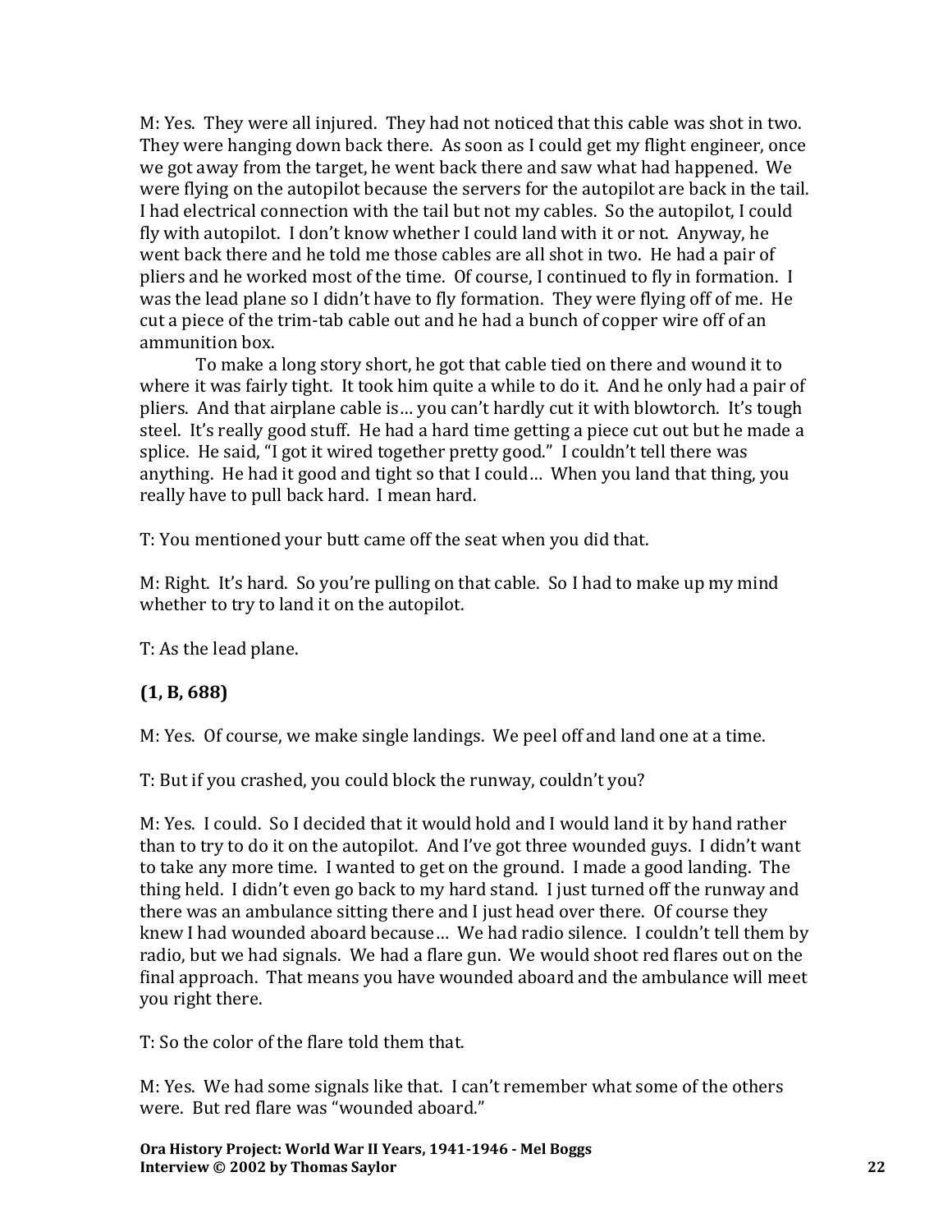M: Yes. They were all injured. They had not noticed that this cable was shot in two. They were hanging down back there. As soon as I could get my flight engineer, once we got away from the target, he went back there and saw what had happened. We were flying on the autopilot because the servers for the autopilot are back in the tail. I had electrical connection with the tail but not my cables. So the autopilot, I could fly with autopilot. I don't know whether I could land with it or not. Anyway, he went back there and he told me those cables are all shot in two. He had a pair of pliers and he worked most of the time. Of course, I continued to fly in formation. I was the lead plane so I didn't have to fly formation. They were flying off of me. He cut a piece of the trim-tab cable out and he had a bunch of copper wire off of an ammunition box.

To make a long story short, he got that cable tied on there and wound it to where it was fairly tight. It took him quite a while to do it. And he only had a pair of pliers. And that airplane cable is… you can't hardly cut it with blowtorch. It's tough steel. It's really good stuff. He had a hard time getting a piece cut out but he made a splice. He said, "I got it wired together pretty good." I couldn't tell there was anything. He had it good and tight so that I could… When you land that thing, you really have to pull back hard. I mean hard.

T: You mentioned your butt came off the seat when you did that.

M: Right. It's hard. So you're pulling on that cable. So I had to make up my mind whether to try to land it on the autopilot.

T: As the lead plane.

**(1, B, 688)**

M: Yes. Of course, we make single landings. We peel off and land one at a time.

T: But if you crashed, you could block the runway, couldn't you?

M: Yes. I could. So I decided that it would hold and I would land it by hand rather than to try to do it on the autopilot. And I've got three wounded guys. I didn't want to take any more time. I wanted to get on the ground. I made a good landing. The thing held. I didn't even go back to my hard stand. I just turned off the runway and there was an ambulance sitting there and I just head over there. Of course they knew I had wounded aboard because… We had radio silence. I couldn't tell them by radio, but we had signals. We had a flare gun. We would shoot red flares out on the final approach. That means you have wounded aboard and the ambulance will meet you right there.

T: So the color of the flare told them that.

M: Yes. We had some signals like that. I can't remember what some of the others were. But red flare was "wounded aboard."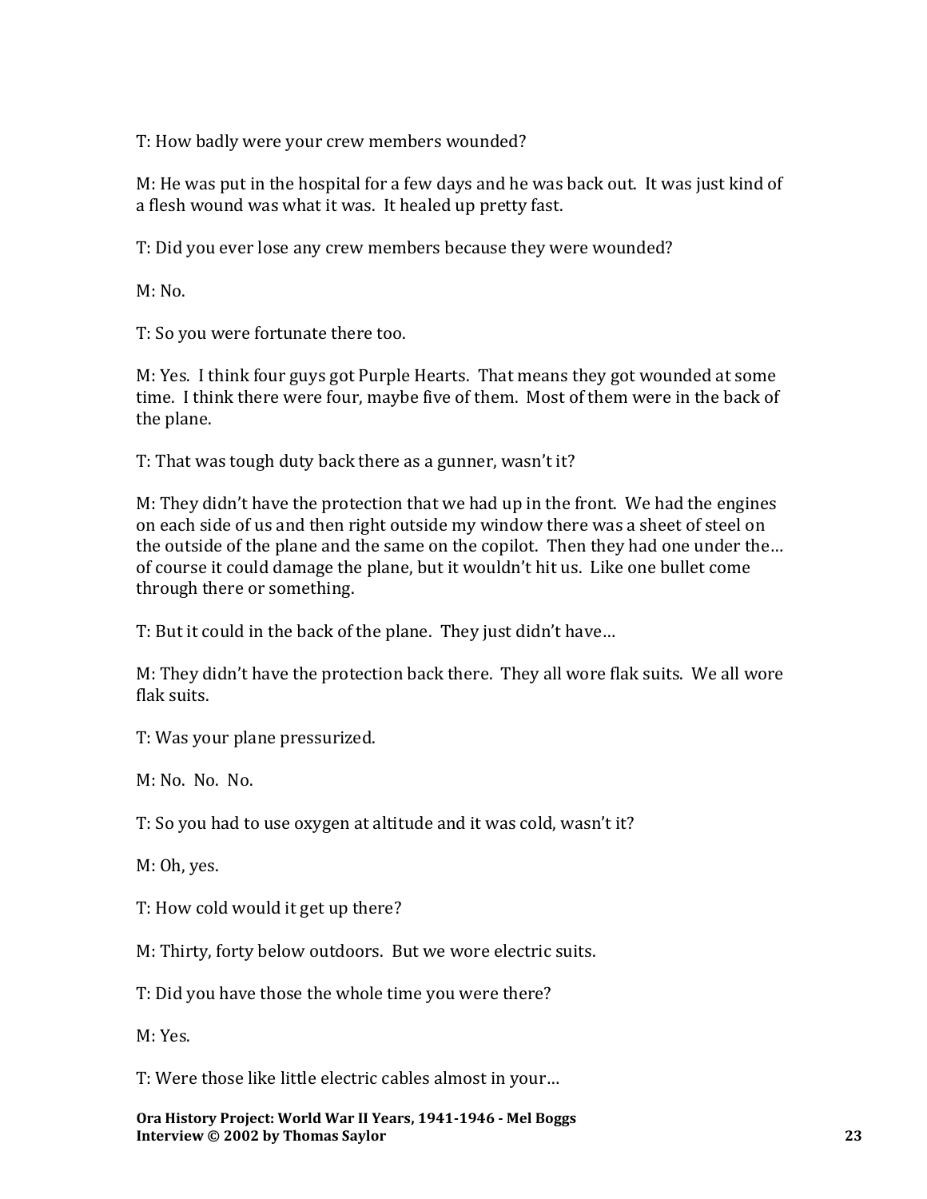T: How badly were your crew members wounded?

M: He was put in the hospital for a few days and he was back out. It was just kind of a flesh wound was what it was. It healed up pretty fast.

T: Did you ever lose any crew members because they were wounded?

M: No.

T: So you were fortunate there too.

M: Yes. I think four guys got Purple Hearts. That means they got wounded at some time. I think there were four, maybe five of them. Most of them were in the back of the plane.

T: That was tough duty back there as a gunner, wasn't it?

M: They didn't have the protection that we had up in the front. We had the engines on each side of us and then right outside my window there was a sheet of steel on the outside of the plane and the same on the copilot. Then they had one under the… of course it could damage the plane, but it wouldn't hit us. Like one bullet come through there or something.

T: But it could in the back of the plane. They just didn't have…

M: They didn't have the protection back there. They all wore flak suits. We all wore flak suits.

T: Was your plane pressurized.

M: No. No. No.

T: So you had to use oxygen at altitude and it was cold, wasn't it?

M: Oh, yes.

T: How cold would it get up there?

M: Thirty, forty below outdoors. But we wore electric suits.

T: Did you have those the whole time you were there?

M: Yes.

T: Were those like little electric cables almost in your…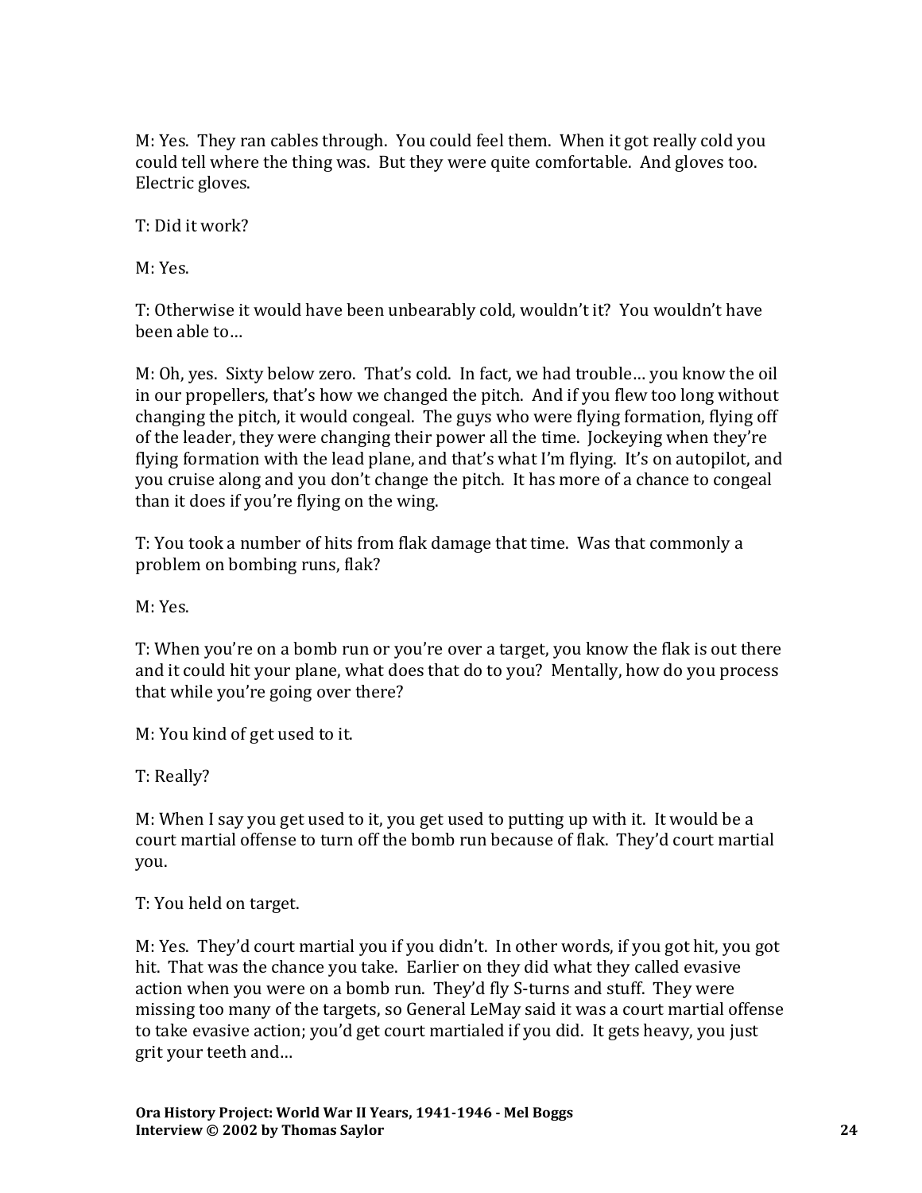M: Yes. They ran cables through. You could feel them. When it got really cold you could tell where the thing was. But they were quite comfortable. And gloves too. Electric gloves.

T: Did it work?

M: Yes.

T: Otherwise it would have been unbearably cold, wouldn't it? You wouldn't have been able to…

M: Oh, yes. Sixty below zero. That's cold. In fact, we had trouble… you know the oil in our propellers, that's how we changed the pitch. And if you flew too long without changing the pitch, it would congeal. The guys who were flying formation, flying off of the leader, they were changing their power all the time. Jockeying when they're flying formation with the lead plane, and that's what I'm flying. It's on autopilot, and you cruise along and you don't change the pitch. It has more of a chance to congeal than it does if you're flying on the wing.

T: You took a number of hits from flak damage that time. Was that commonly a problem on bombing runs, flak?

M: Yes.

T: When you're on a bomb run or you're over a target, you know the flak is out there and it could hit your plane, what does that do to you? Mentally, how do you process that while you're going over there?

M: You kind of get used to it.

T: Really?

M: When I say you get used to it, you get used to putting up with it. It would be a court martial offense to turn off the bomb run because of flak. They'd court martial you.

T: You held on target.

M: Yes. They'd court martial you if you didn't. In other words, if you got hit, you got hit. That was the chance you take. Earlier on they did what they called evasive action when you were on a bomb run. They'd fly S-turns and stuff. They were missing too many of the targets, so General LeMay said it was a court martial offense to take evasive action; you'd get court martialed if you did. It gets heavy, you just grit your teeth and…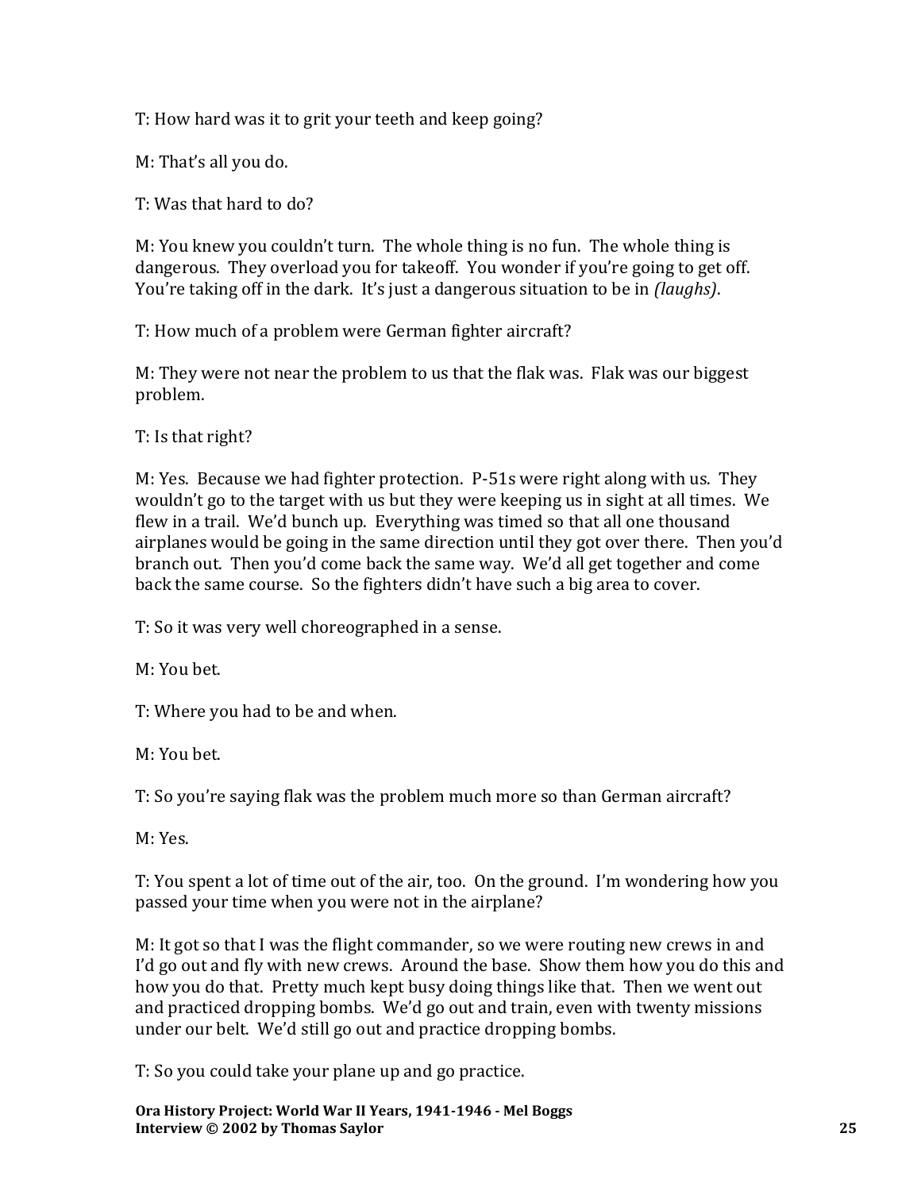T: How hard was it to grit your teeth and keep going?

M: That's all you do.

T: Was that hard to do?

M: You knew you couldn't turn. The whole thing is no fun. The whole thing is dangerous. They overload you for takeoff. You wonder if you're going to get off. You're taking off in the dark. It's just a dangerous situation to be in *(laughs)*.

T: How much of a problem were German fighter aircraft?

M: They were not near the problem to us that the flak was. Flak was our biggest problem.

T: Is that right?

M: Yes. Because we had fighter protection. P-51s were right along with us. They wouldn't go to the target with us but they were keeping us in sight at all times. We flew in a trail. We'd bunch up. Everything was timed so that all one thousand airplanes would be going in the same direction until they got over there. Then you'd branch out. Then you'd come back the same way. We'd all get together and come back the same course. So the fighters didn't have such a big area to cover.

T: So it was very well choreographed in a sense.

M: You bet.

T: Where you had to be and when.

M: You bet.

T: So you're saying flak was the problem much more so than German aircraft?

M: Yes.

T: You spent a lot of time out of the air, too. On the ground. I'm wondering how you passed your time when you were not in the airplane?

M: It got so that I was the flight commander, so we were routing new crews in and I'd go out and fly with new crews. Around the base. Show them how you do this and how you do that. Pretty much kept busy doing things like that. Then we went out and practiced dropping bombs. We'd go out and train, even with twenty missions under our belt. We'd still go out and practice dropping bombs.

T: So you could take your plane up and go practice.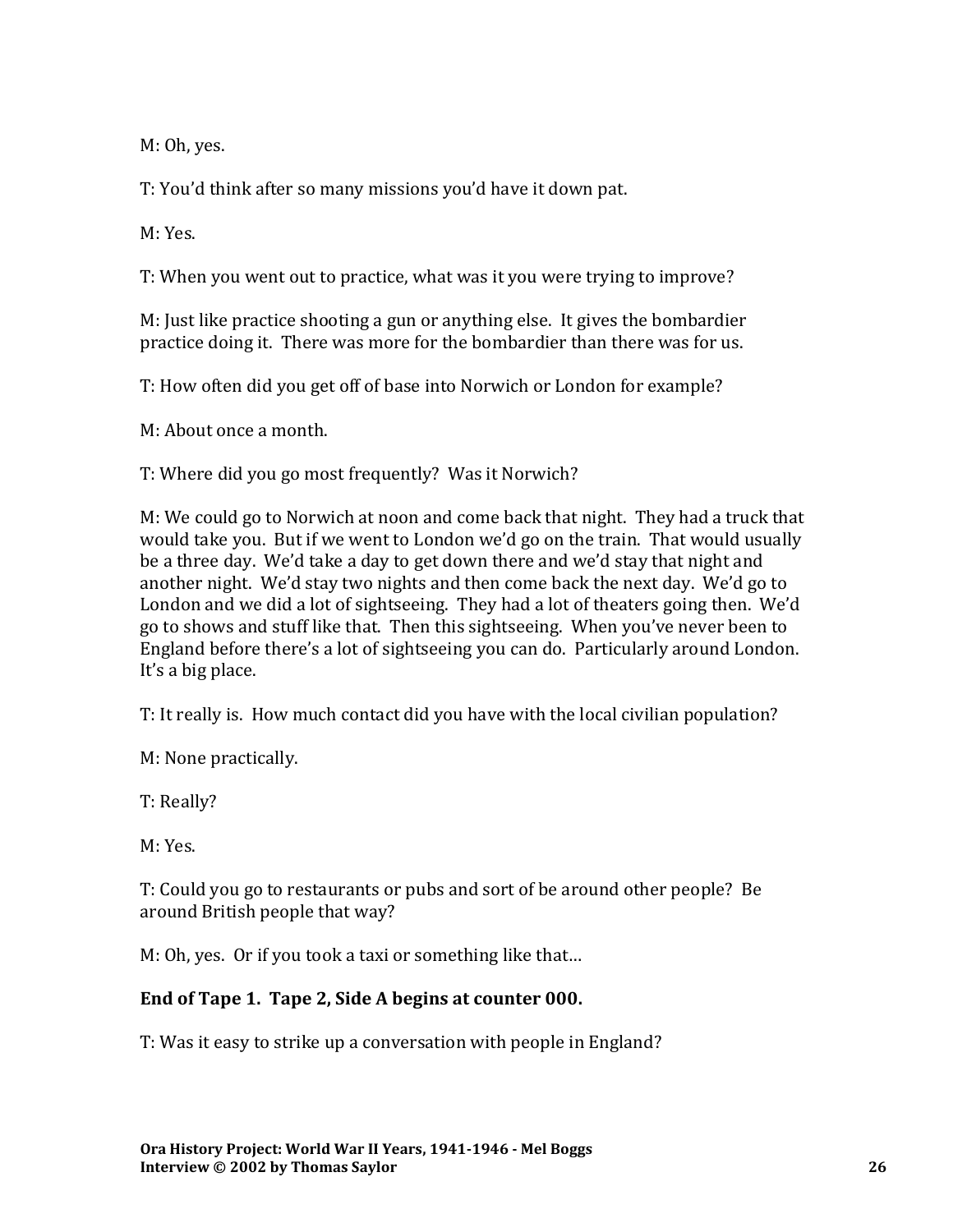M: Oh, yes.

T: You'd think after so many missions you'd have it down pat.

M: Yes.

T: When you went out to practice, what was it you were trying to improve?

M: Just like practice shooting a gun or anything else. It gives the bombardier practice doing it. There was more for the bombardier than there was for us.

T: How often did you get off of base into Norwich or London for example?

M: About once a month.

T: Where did you go most frequently? Was it Norwich?

M: We could go to Norwich at noon and come back that night. They had a truck that would take you. But if we went to London we'd go on the train. That would usually be a three day. We'd take a day to get down there and we'd stay that night and another night. We'd stay two nights and then come back the next day. We'd go to London and we did a lot of sightseeing. They had a lot of theaters going then. We'd go to shows and stuff like that. Then this sightseeing. When you've never been to England before there's a lot of sightseeing you can do. Particularly around London. It's a big place.

T: It really is. How much contact did you have with the local civilian population?

M: None practically.

T: Really?

M: Yes.

T: Could you go to restaurants or pubs and sort of be around other people? Be around British people that way?

M: Oh, yes. Or if you took a taxi or something like that…

**End of Tape 1. Tape 2, Side A begins at counter 000.**

T: Was it easy to strike up a conversation with people in England?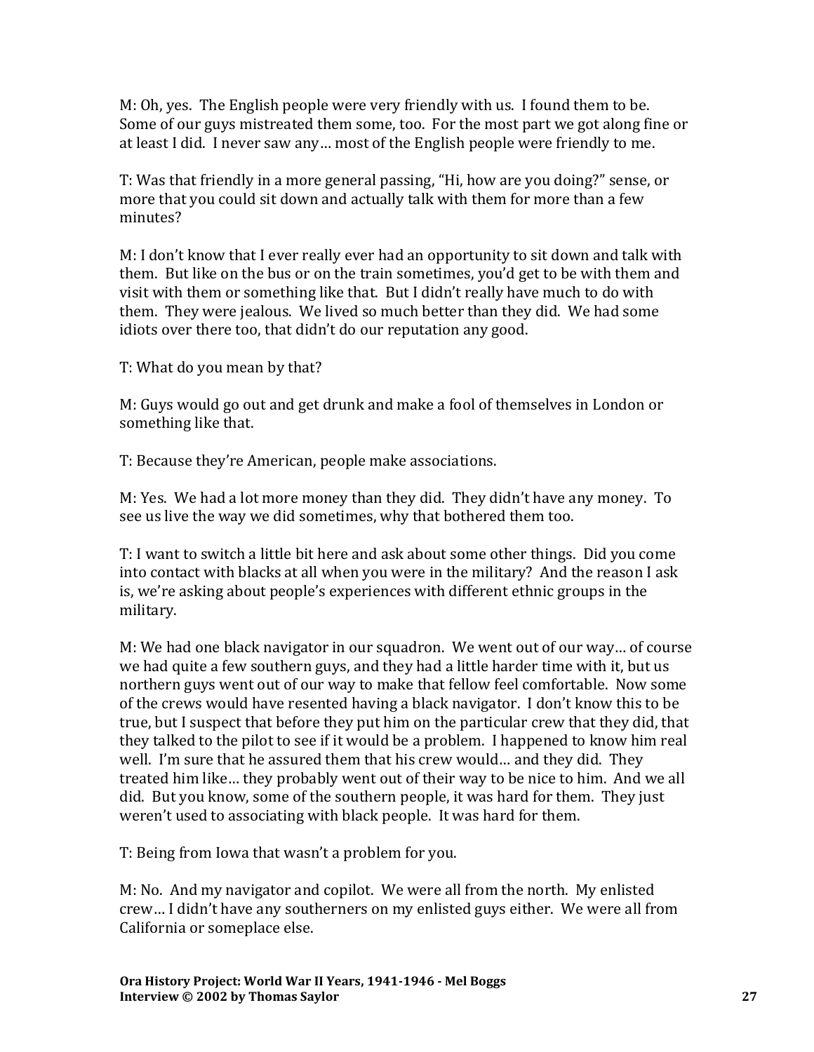M: Oh, yes. The English people were very friendly with us. I found them to be. Some of our guys mistreated them some, too. For the most part we got along fine or at least I did. I never saw any… most of the English people were friendly to me.

T: Was that friendly in a more general passing, "Hi, how are you doing?" sense, or more that you could sit down and actually talk with them for more than a few minutes?

M: I don't know that I ever really ever had an opportunity to sit down and talk with them. But like on the bus or on the train sometimes, you'd get to be with them and visit with them or something like that. But I didn't really have much to do with them. They were jealous. We lived so much better than they did. We had some idiots over there too, that didn't do our reputation any good.

T: What do you mean by that?

M: Guys would go out and get drunk and make a fool of themselves in London or something like that.

T: Because they're American, people make associations.

M: Yes. We had a lot more money than they did. They didn't have any money. To see us live the way we did sometimes, why that bothered them too.

T: I want to switch a little bit here and ask about some other things. Did you come into contact with blacks at all when you were in the military? And the reason I ask is, we're asking about people's experiences with different ethnic groups in the military.

M: We had one black navigator in our squadron. We went out of our way… of course we had quite a few southern guys, and they had a little harder time with it, but us northern guys went out of our way to make that fellow feel comfortable. Now some of the crews would have resented having a black navigator. I don't know this to be true, but I suspect that before they put him on the particular crew that they did, that they talked to the pilot to see if it would be a problem. I happened to know him real well. I'm sure that he assured them that his crew would… and they did. They treated him like… they probably went out of their way to be nice to him. And we all did. But you know, some of the southern people, it was hard for them. They just weren't used to associating with black people. It was hard for them.

T: Being from Iowa that wasn't a problem for you.

M: No. And my navigator and copilot. We were all from the north. My enlisted crew… I didn't have any southerners on my enlisted guys either. We were all from California or someplace else.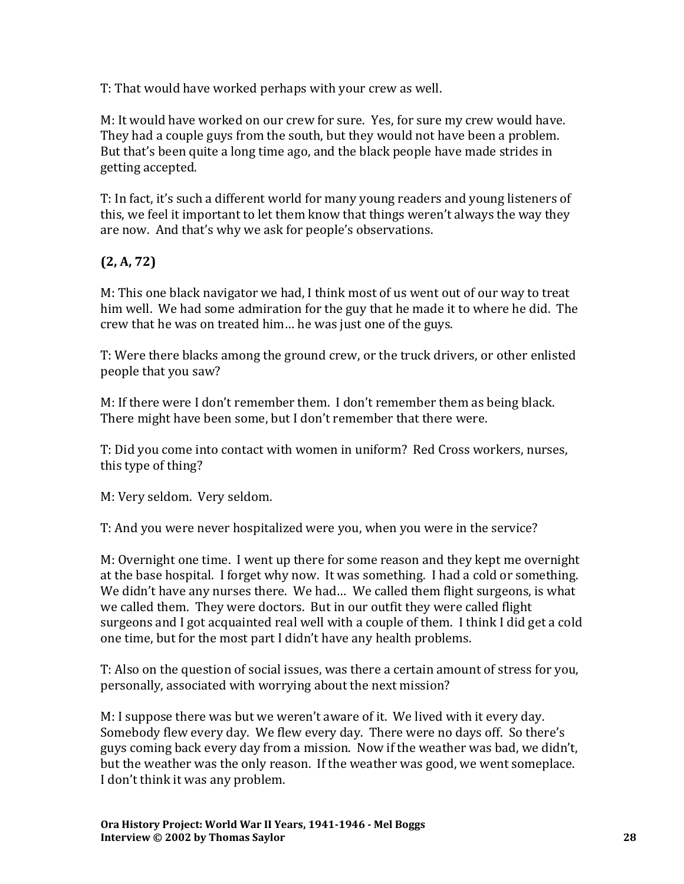T: That would have worked perhaps with your crew as well.

M: It would have worked on our crew for sure. Yes, for sure my crew would have. They had a couple guys from the south, but they would not have been a problem. But that's been quite a long time ago, and the black people have made strides in getting accepted.

T: In fact, it's such a different world for many young readers and young listeners of this, we feel it important to let them know that things weren't always the way they are now. And that's why we ask for people's observations.

**(2, A, 72)**

M: This one black navigator we had, I think most of us went out of our way to treat him well. We had some admiration for the guy that he made it to where he did. The crew that he was on treated him… he was just one of the guys.

T: Were there blacks among the ground crew, or the truck drivers, or other enlisted people that you saw?

M: If there were I don't remember them. I don't remember them as being black. There might have been some, but I don't remember that there were.

T: Did you come into contact with women in uniform? Red Cross workers, nurses, this type of thing?

M: Very seldom. Very seldom.

T: And you were never hospitalized were you, when you were in the service?

M: Overnight one time. I went up there for some reason and they kept me overnight at the base hospital. I forget why now. It was something. I had a cold or something. We didn't have any nurses there. We had… We called them flight surgeons, is what we called them. They were doctors. But in our outfit they were called flight surgeons and I got acquainted real well with a couple of them. I think I did get a cold one time, but for the most part I didn't have any health problems.

T: Also on the question of social issues, was there a certain amount of stress for you, personally, associated with worrying about the next mission?

M: I suppose there was but we weren't aware of it. We lived with it every day. Somebody flew every day. We flew every day. There were no days off. So there's guys coming back every day from a mission. Now if the weather was bad, we didn't, but the weather was the only reason. If the weather was good, we went someplace. I don't think it was any problem.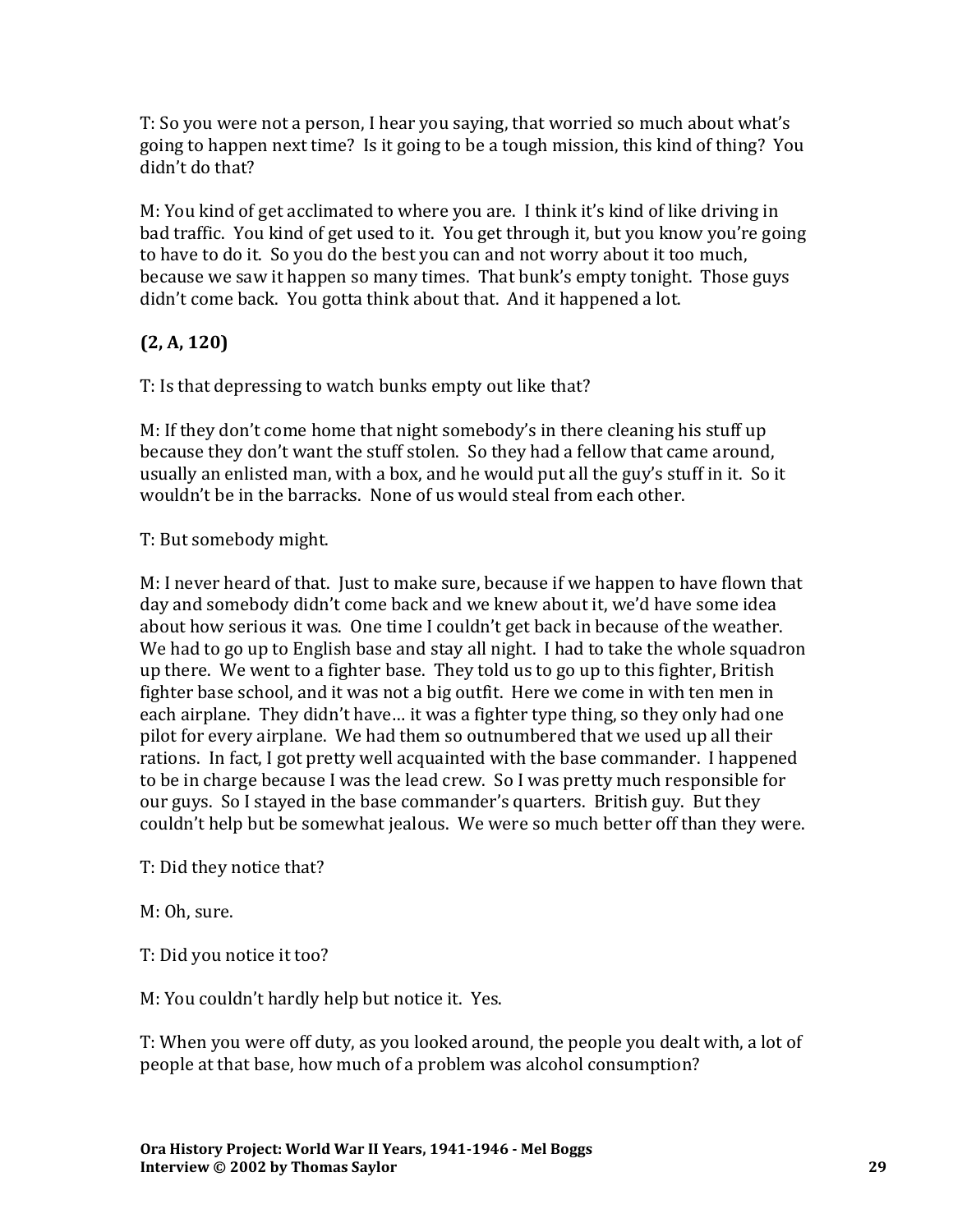T: So you were not a person, I hear you saying, that worried so much about what's going to happen next time? Is it going to be a tough mission, this kind of thing? You didn't do that?

M: You kind of get acclimated to where you are. I think it's kind of like driving in bad traffic. You kind of get used to it. You get through it, but you know you're going to have to do it. So you do the best you can and not worry about it too much, because we saw it happen so many times. That bunk's empty tonight. Those guys didn't come back. You gotta think about that. And it happened a lot.

**(2, A, 120)**

T: Is that depressing to watch bunks empty out like that?

M: If they don't come home that night somebody's in there cleaning his stuff up because they don't want the stuff stolen. So they had a fellow that came around, usually an enlisted man, with a box, and he would put all the guy's stuff in it. So it wouldn't be in the barracks. None of us would steal from each other.

T: But somebody might.

M: I never heard of that. Just to make sure, because if we happen to have flown that day and somebody didn't come back and we knew about it, we'd have some idea about how serious it was. One time I couldn't get back in because of the weather. We had to go up to English base and stay all night. I had to take the whole squadron up there. We went to a fighter base. They told us to go up to this fighter, British fighter base school, and it was not a big outfit. Here we come in with ten men in each airplane. They didn't have… it was a fighter type thing, so they only had one pilot for every airplane. We had them so outnumbered that we used up all their rations. In fact, I got pretty well acquainted with the base commander. I happened to be in charge because I was the lead crew. So I was pretty much responsible for our guys. So I stayed in the base commander's quarters. British guy. But they couldn't help but be somewhat jealous. We were so much better off than they were.

T: Did they notice that?

M: Oh, sure.

T: Did you notice it too?

M: You couldn't hardly help but notice it. Yes.

T: When you were off duty, as you looked around, the people you dealt with, a lot of people at that base, how much of a problem was alcohol consumption?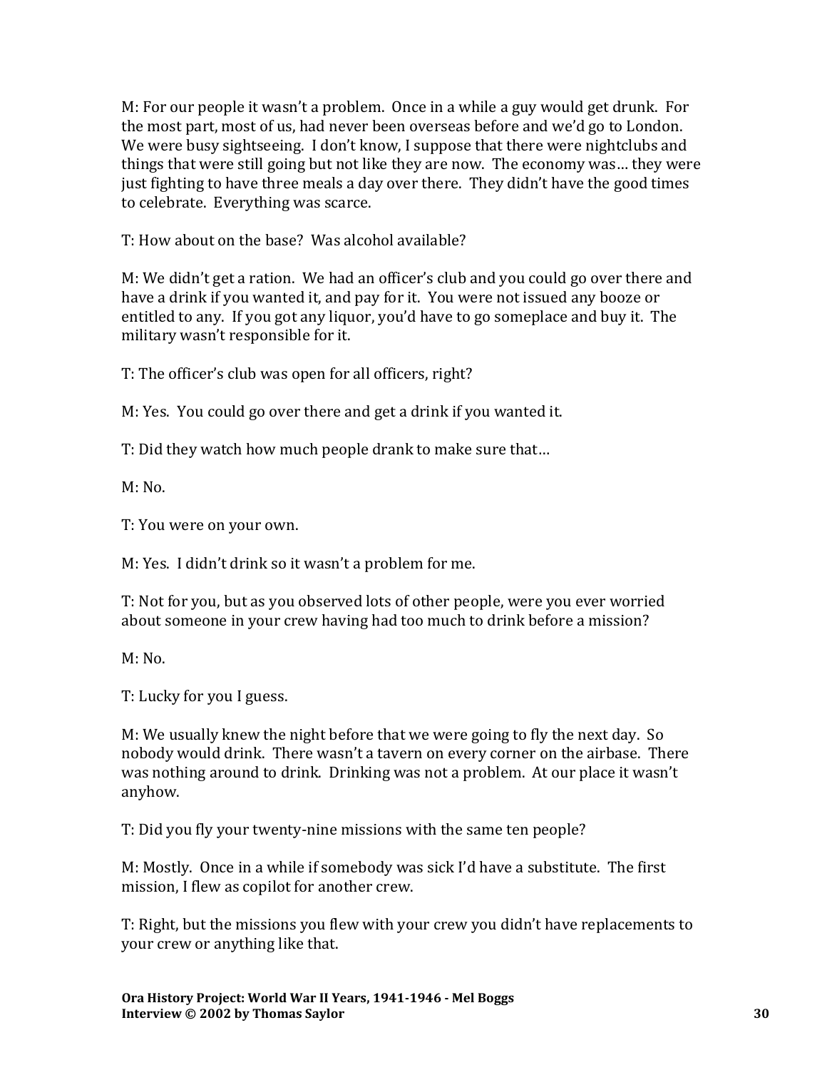M: For our people it wasn't a problem. Once in a while a guy would get drunk. For the most part, most of us, had never been overseas before and we'd go to London. We were busy sightseeing. I don't know, I suppose that there were nightclubs and things that were still going but not like they are now. The economy was… they were just fighting to have three meals a day over there. They didn't have the good times to celebrate. Everything was scarce.

T: How about on the base? Was alcohol available?

M: We didn't get a ration. We had an officer's club and you could go over there and have a drink if you wanted it, and pay for it. You were not issued any booze or entitled to any. If you got any liquor, you'd have to go someplace and buy it. The military wasn't responsible for it.

T: The officer's club was open for all officers, right?

M: Yes. You could go over there and get a drink if you wanted it.

T: Did they watch how much people drank to make sure that…

M: No.

T: You were on your own.

M: Yes. I didn't drink so it wasn't a problem for me.

T: Not for you, but as you observed lots of other people, were you ever worried about someone in your crew having had too much to drink before a mission?

M: No.

T: Lucky for you I guess.

M: We usually knew the night before that we were going to fly the next day. So nobody would drink. There wasn't a tavern on every corner on the airbase. There was nothing around to drink. Drinking was not a problem. At our place it wasn't anyhow.

T: Did you fly your twenty-nine missions with the same ten people?

M: Mostly. Once in a while if somebody was sick I'd have a substitute. The first mission, I flew as copilot for another crew.

T: Right, but the missions you flew with your crew you didn't have replacements to your crew or anything like that.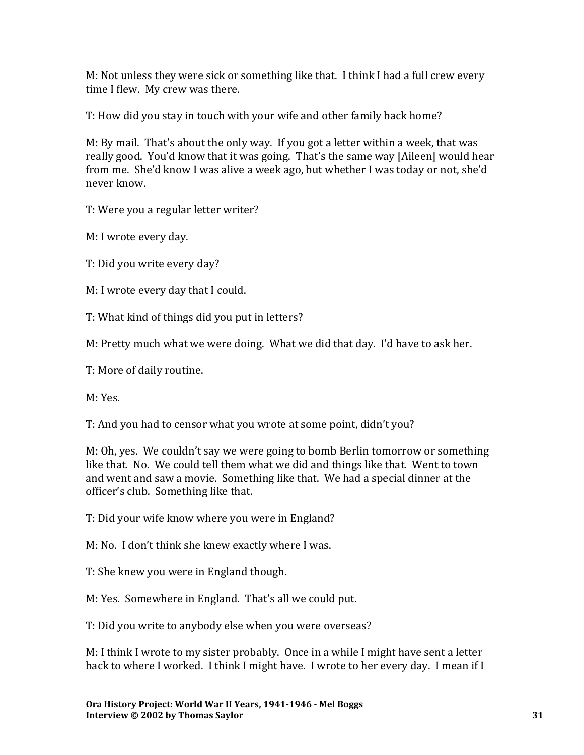M: Not unless they were sick or something like that. I think I had a full crew every time I flew. My crew was there.

T: How did you stay in touch with your wife and other family back home?

M: By mail. That's about the only way. If you got a letter within a week, that was really good. You'd know that it was going. That's the same way [Aileen] would hear from me. She'd know I was alive a week ago, but whether I was today or not, she'd never know.

T: Were you a regular letter writer?

M: I wrote every day.

T: Did you write every day?

M: I wrote every day that I could.

T: What kind of things did you put in letters?

M: Pretty much what we were doing. What we did that day. I'd have to ask her.

T: More of daily routine.

M: Yes.

T: And you had to censor what you wrote at some point, didn't you?

M: Oh, yes. We couldn't say we were going to bomb Berlin tomorrow or something like that. No. We could tell them what we did and things like that. Went to town and went and saw a movie. Something like that. We had a special dinner at the officer's club. Something like that.

T: Did your wife know where you were in England?

M: No. I don't think she knew exactly where I was.

T: She knew you were in England though.

M: Yes. Somewhere in England. That's all we could put.

T: Did you write to anybody else when you were overseas?

M: I think I wrote to my sister probably. Once in a while I might have sent a letter back to where I worked. I think I might have. I wrote to her every day. I mean if I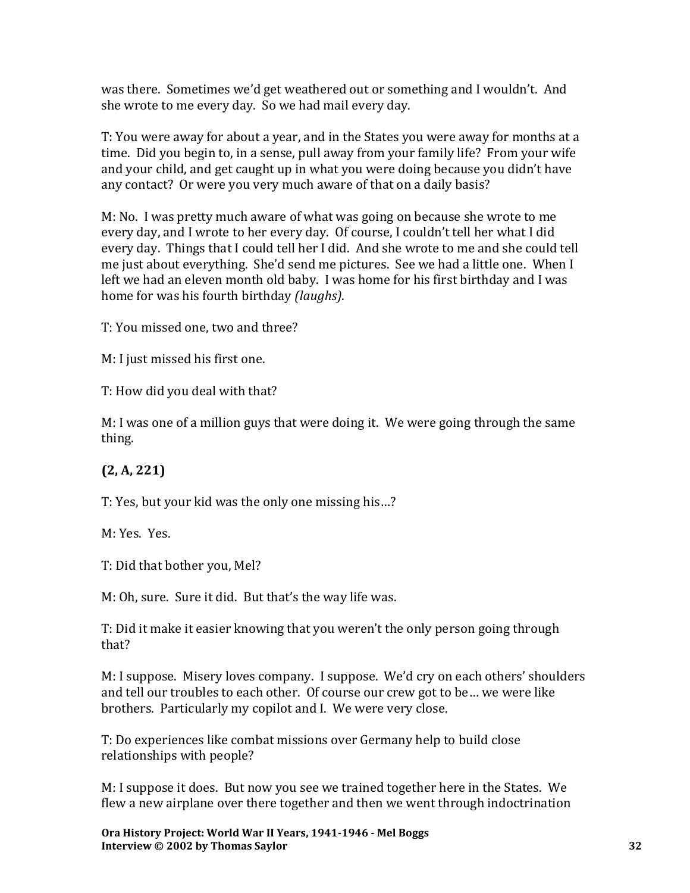was there. Sometimes we'd get weathered out or something and I wouldn't. And she wrote to me every day. So we had mail every day.

T: You were away for about a year, and in the States you were away for months at a time. Did you begin to, in a sense, pull away from your family life? From your wife and your child, and get caught up in what you were doing because you didn't have any contact? Or were you very much aware of that on a daily basis?

M: No. I was pretty much aware of what was going on because she wrote to me every day, and I wrote to her every day. Of course, I couldn't tell her what I did every day. Things that I could tell her I did. And she wrote to me and she could tell me just about everything. She'd send me pictures. See we had a little one. When I left we had an eleven month old baby. I was home for his first birthday and I was home for was his fourth birthday *(laughs)*.

T: You missed one, two and three?

M: I just missed his first one.

T: How did you deal with that?

M: I was one of a million guys that were doing it. We were going through the same thing.

**(2, A, 221)**

T: Yes, but your kid was the only one missing his…?

M: Yes. Yes.

T: Did that bother you, Mel?

M: Oh, sure. Sure it did. But that's the way life was.

T: Did it make it easier knowing that you weren't the only person going through that?

M: I suppose. Misery loves company. I suppose. We'd cry on each others' shoulders and tell our troubles to each other. Of course our crew got to be… we were like brothers. Particularly my copilot and I. We were very close.

T: Do experiences like combat missions over Germany help to build close relationships with people?

M: I suppose it does. But now you see we trained together here in the States. We flew a new airplane over there together and then we went through indoctrination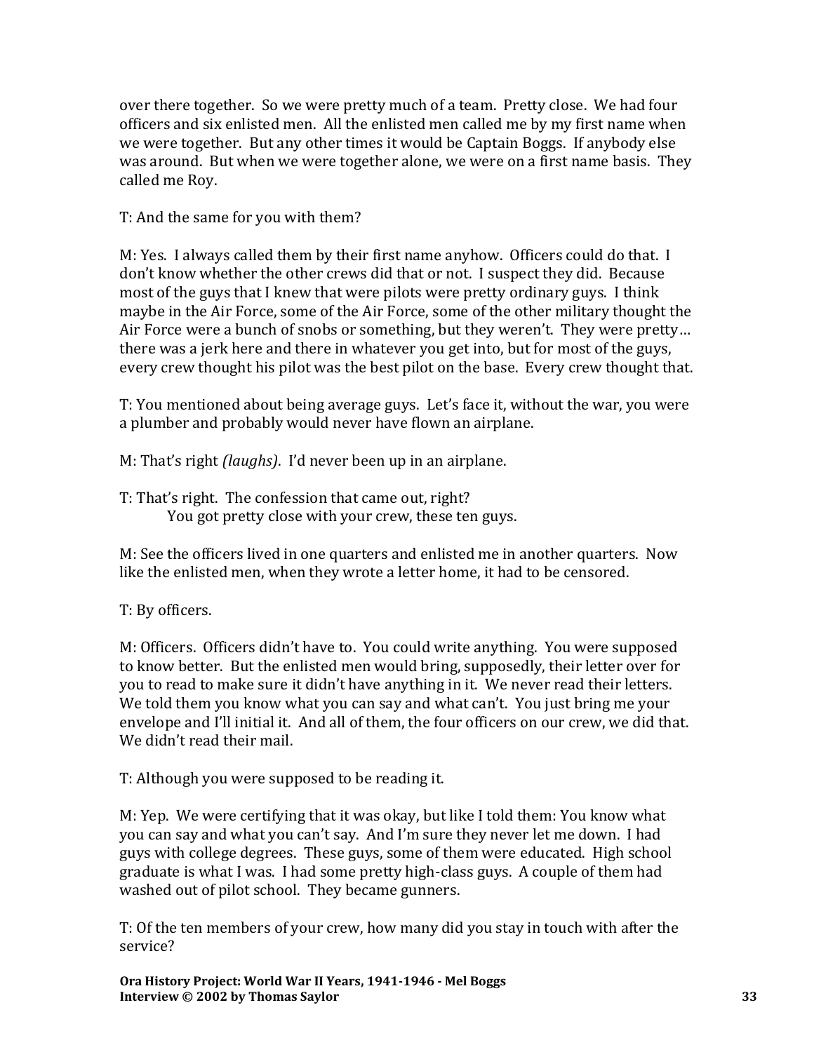over there together. So we were pretty much of a team. Pretty close. We had four officers and six enlisted men. All the enlisted men called me by my first name when we were together. But any other times it would be Captain Boggs. If anybody else was around. But when we were together alone, we were on a first name basis. They called me Roy.

T: And the same for you with them?

M: Yes. I always called them by their first name anyhow. Officers could do that. I don't know whether the other crews did that or not. I suspect they did. Because most of the guys that I knew that were pilots were pretty ordinary guys. I think maybe in the Air Force, some of the Air Force, some of the other military thought the Air Force were a bunch of snobs or something, but they weren't. They were pretty… there was a jerk here and there in whatever you get into, but for most of the guys, every crew thought his pilot was the best pilot on the base. Every crew thought that.

T: You mentioned about being average guys. Let's face it, without the war, you were a plumber and probably would never have flown an airplane.

M: That's right *(laughs)*. I'd never been up in an airplane.

T: That's right. The confession that came out, right?
You got pretty close with your crew, these ten guys.

M: See the officers lived in one quarters and enlisted me in another quarters. Now like the enlisted men, when they wrote a letter home, it had to be censored.

T: By officers.

M: Officers. Officers didn't have to. You could write anything. You were supposed to know better. But the enlisted men would bring, supposedly, their letter over for you to read to make sure it didn't have anything in it. We never read their letters. We told them you know what you can say and what can't. You just bring me your envelope and I'll initial it. And all of them, the four officers on our crew, we did that. We didn't read their mail.

T: Although you were supposed to be reading it.

M: Yep. We were certifying that it was okay, but like I told them: You know what you can say and what you can't say. And I'm sure they never let me down. I had guys with college degrees. These guys, some of them were educated. High school graduate is what I was. I had some pretty high-class guys. A couple of them had washed out of pilot school. They became gunners.

T: Of the ten members of your crew, how many did you stay in touch with after the service?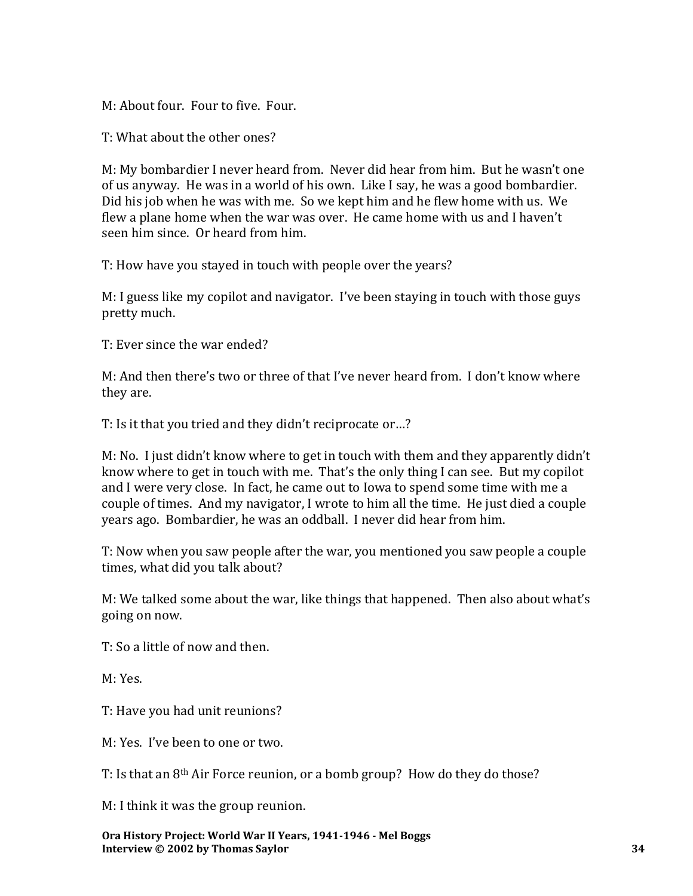M: About four. Four to five. Four.

T: What about the other ones?

M: My bombardier I never heard from. Never did hear from him. But he wasn't one of us anyway. He was in a world of his own. Like I say, he was a good bombardier. Did his job when he was with me. So we kept him and he flew home with us. We flew a plane home when the war was over. He came home with us and I haven't seen him since. Or heard from him.

T: How have you stayed in touch with people over the years?

M: I guess like my copilot and navigator. I've been staying in touch with those guys pretty much.

T: Ever since the war ended?

M: And then there's two or three of that I've never heard from. I don't know where they are.

T: Is it that you tried and they didn't reciprocate or…?

M: No. I just didn't know where to get in touch with them and they apparently didn't know where to get in touch with me. That's the only thing I can see. But my copilot and I were very close. In fact, he came out to Iowa to spend some time with me a couple of times. And my navigator, I wrote to him all the time. He just died a couple years ago. Bombardier, he was an oddball. I never did hear from him.

T: Now when you saw people after the war, you mentioned you saw people a couple times, what did you talk about?

M: We talked some about the war, like things that happened. Then also about what's going on now.

T: So a little of now and then.

M: Yes.

T: Have you had unit reunions?

M: Yes. I've been to one or two.

T: Is that an 8th Air Force reunion, or a bomb group? How do they do those?

M: I think it was the group reunion.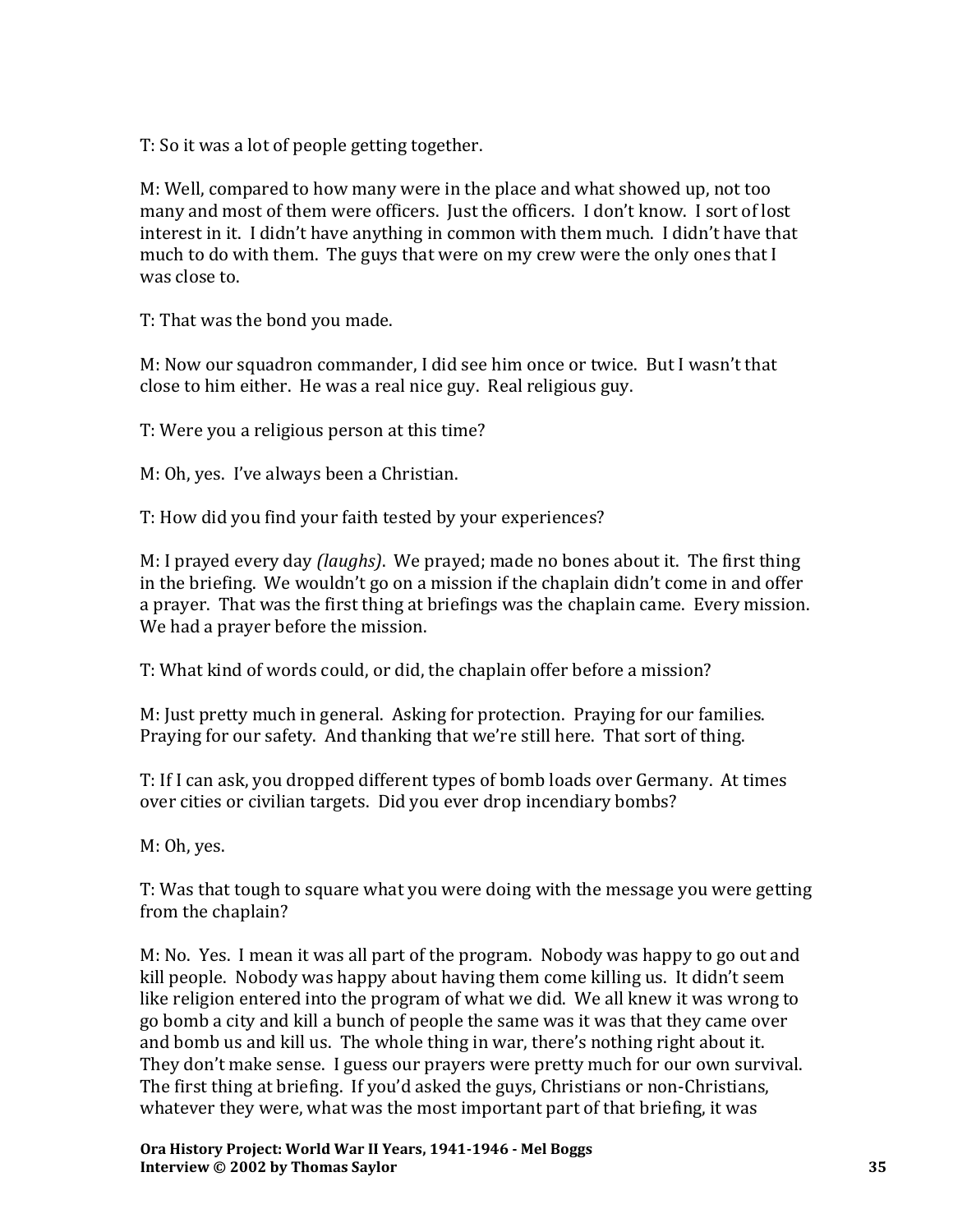T: So it was a lot of people getting together.

M: Well, compared to how many were in the place and what showed up, not too many and most of them were officers. Just the officers. I don't know. I sort of lost interest in it. I didn't have anything in common with them much. I didn't have that much to do with them. The guys that were on my crew were the only ones that I was close to.

T: That was the bond you made.

M: Now our squadron commander, I did see him once or twice. But I wasn't that close to him either. He was a real nice guy. Real religious guy.

T: Were you a religious person at this time?

M: Oh, yes. I've always been a Christian.

T: How did you find your faith tested by your experiences?

M: I prayed every day *(laughs)*. We prayed; made no bones about it. The first thing in the briefing. We wouldn't go on a mission if the chaplain didn't come in and offer a prayer. That was the first thing at briefings was the chaplain came. Every mission. We had a prayer before the mission.

T: What kind of words could, or did, the chaplain offer before a mission?

M: Just pretty much in general. Asking for protection. Praying for our families. Praying for our safety. And thanking that we're still here. That sort of thing.

T: If I can ask, you dropped different types of bomb loads over Germany. At times over cities or civilian targets. Did you ever drop incendiary bombs?

M: Oh, yes.

T: Was that tough to square what you were doing with the message you were getting from the chaplain?

M: No. Yes. I mean it was all part of the program. Nobody was happy to go out and kill people. Nobody was happy about having them come killing us. It didn't seem like religion entered into the program of what we did. We all knew it was wrong to go bomb a city and kill a bunch of people the same was it was that they came over and bomb us and kill us. The whole thing in war, there's nothing right about it. They don't make sense. I guess our prayers were pretty much for our own survival. The first thing at briefing. If you'd asked the guys, Christians or non-Christians, whatever they were, what was the most important part of that briefing, it was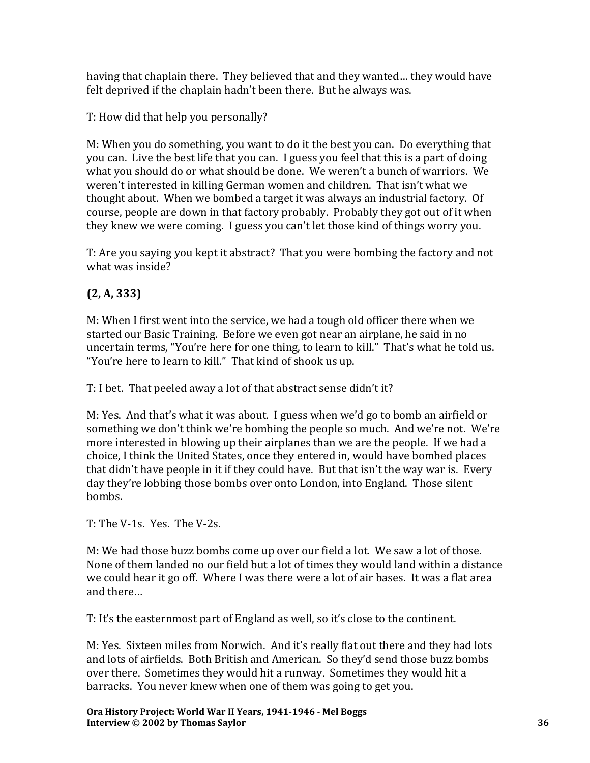having that chaplain there. They believed that and they wanted… they would have felt deprived if the chaplain hadn't been there. But he always was.

T: How did that help you personally?

M: When you do something, you want to do it the best you can. Do everything that you can. Live the best life that you can. I guess you feel that this is a part of doing what you should do or what should be done. We weren't a bunch of warriors. We weren't interested in killing German women and children. That isn't what we thought about. When we bombed a target it was always an industrial factory. Of course, people are down in that factory probably. Probably they got out of it when they knew we were coming. I guess you can't let those kind of things worry you.

T: Are you saying you kept it abstract? That you were bombing the factory and not what was inside?

**(2, A, 333)**

M: When I first went into the service, we had a tough old officer there when we started our Basic Training. Before we even got near an airplane, he said in no uncertain terms, "You're here for one thing, to learn to kill." That's what he told us. "You're here to learn to kill." That kind of shook us up.

T: I bet. That peeled away a lot of that abstract sense didn't it?

M: Yes. And that's what it was about. I guess when we'd go to bomb an airfield or something we don't think we're bombing the people so much. And we're not. We're more interested in blowing up their airplanes than we are the people. If we had a choice, I think the United States, once they entered in, would have bombed places that didn't have people in it if they could have. But that isn't the way war is. Every day they're lobbing those bombs over onto London, into England. Those silent bombs.

T: The V-1s. Yes. The V-2s.

M: We had those buzz bombs come up over our field a lot. We saw a lot of those. None of them landed no our field but a lot of times they would land within a distance we could hear it go off. Where I was there were a lot of air bases. It was a flat area and there…

T: It's the easternmost part of England as well, so it's close to the continent.

M: Yes. Sixteen miles from Norwich. And it's really flat out there and they had lots and lots of airfields. Both British and American. So they'd send those buzz bombs over there. Sometimes they would hit a runway. Sometimes they would hit a barracks. You never knew when one of them was going to get you.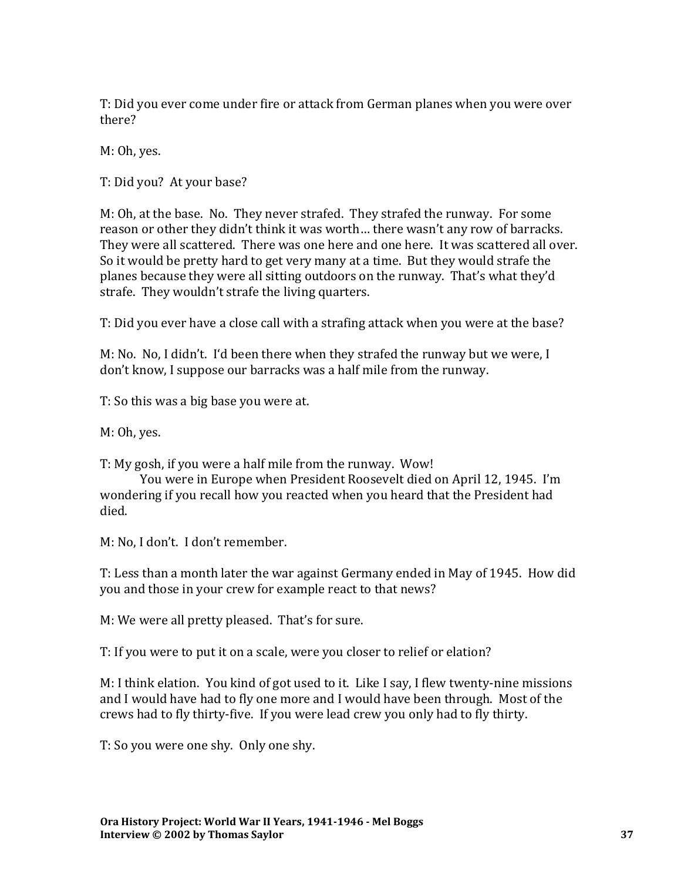T: Did you ever come under fire or attack from German planes when you were over there?

M: Oh, yes.

T: Did you? At your base?

M: Oh, at the base. No. They never strafed. They strafed the runway. For some reason or other they didn't think it was worth… there wasn't any row of barracks. They were all scattered. There was one here and one here. It was scattered all over. So it would be pretty hard to get very many at a time. But they would strafe the planes because they were all sitting outdoors on the runway. That's what they'd strafe. They wouldn't strafe the living quarters.

T: Did you ever have a close call with a strafing attack when you were at the base?

M: No. No, I didn't. I'd been there when they strafed the runway but we were, I don't know, I suppose our barracks was a half mile from the runway.

T: So this was a big base you were at.

M: Oh, yes.

T: My gosh, if you were a half mile from the runway. Wow!
You were in Europe when President Roosevelt died on April 12, 1945. I'm wondering if you recall how you reacted when you heard that the President had died.

M: No, I don't. I don't remember.

T: Less than a month later the war against Germany ended in May of 1945. How did you and those in your crew for example react to that news?

M: We were all pretty pleased. That's for sure.

T: If you were to put it on a scale, were you closer to relief or elation?

M: I think elation. You kind of got used to it. Like I say, I flew twenty-nine missions and I would have had to fly one more and I would have been through. Most of the crews had to fly thirty-five. If you were lead crew you only had to fly thirty.

T: So you were one shy. Only one shy.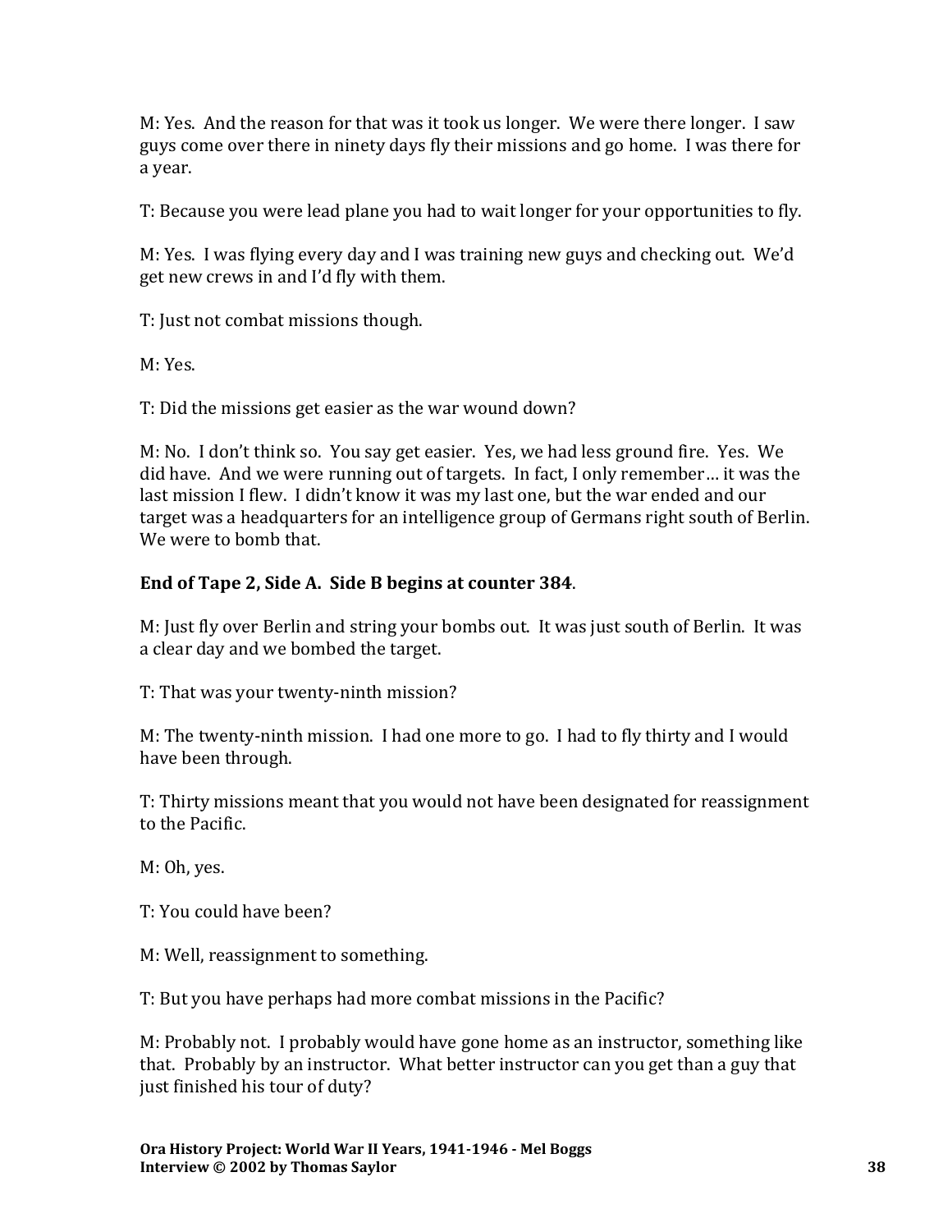M: Yes. And the reason for that was it took us longer. We were there longer. I saw guys come over there in ninety days fly their missions and go home. I was there for a year.

T: Because you were lead plane you had to wait longer for your opportunities to fly.

M: Yes. I was flying every day and I was training new guys and checking out. We'd get new crews in and I'd fly with them.

T: Just not combat missions though.

M: Yes.

T: Did the missions get easier as the war wound down?

M: No. I don't think so. You say get easier. Yes, we had less ground fire. Yes. We did have. And we were running out of targets. In fact, I only remember… it was the last mission I flew. I didn't know it was my last one, but the war ended and our target was a headquarters for an intelligence group of Germans right south of Berlin. We were to bomb that.

**End of Tape 2, Side A. Side B begins at counter 384**.

M: Just fly over Berlin and string your bombs out. It was just south of Berlin. It was a clear day and we bombed the target.

T: That was your twenty-ninth mission?

M: The twenty-ninth mission. I had one more to go. I had to fly thirty and I would have been through.

T: Thirty missions meant that you would not have been designated for reassignment to the Pacific.

M: Oh, yes.

T: You could have been?

M: Well, reassignment to something.

T: But you have perhaps had more combat missions in the Pacific?

M: Probably not. I probably would have gone home as an instructor, something like that. Probably by an instructor. What better instructor can you get than a guy that just finished his tour of duty?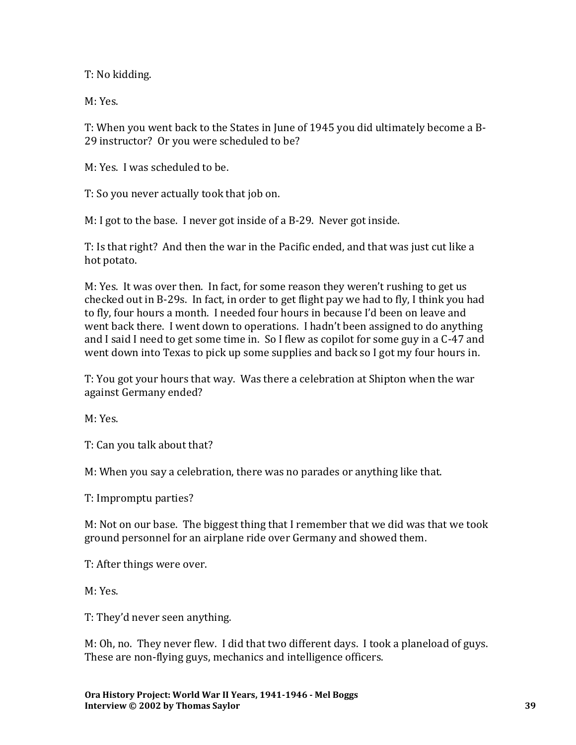T: No kidding.

M: Yes.

T: When you went back to the States in June of 1945 you did ultimately become a B-29 instructor? Or you were scheduled to be?

M: Yes. I was scheduled to be.

T: So you never actually took that job on.

M: I got to the base. I never got inside of a B-29. Never got inside.

T: Is that right? And then the war in the Pacific ended, and that was just cut like a hot potato.

M: Yes. It was over then. In fact, for some reason they weren't rushing to get us checked out in B-29s. In fact, in order to get flight pay we had to fly, I think you had to fly, four hours a month. I needed four hours in because I'd been on leave and went back there. I went down to operations. I hadn't been assigned to do anything and I said I need to get some time in. So I flew as copilot for some guy in a C-47 and went down into Texas to pick up some supplies and back so I got my four hours in.

T: You got your hours that way. Was there a celebration at Shipton when the war against Germany ended?

M: Yes.

T: Can you talk about that?

M: When you say a celebration, there was no parades or anything like that.

T: Impromptu parties?

M: Not on our base. The biggest thing that I remember that we did was that we took ground personnel for an airplane ride over Germany and showed them.

T: After things were over.

M: Yes.

T: They'd never seen anything.

M: Oh, no. They never flew. I did that two different days. I took a planeload of guys. These are non-flying guys, mechanics and intelligence officers.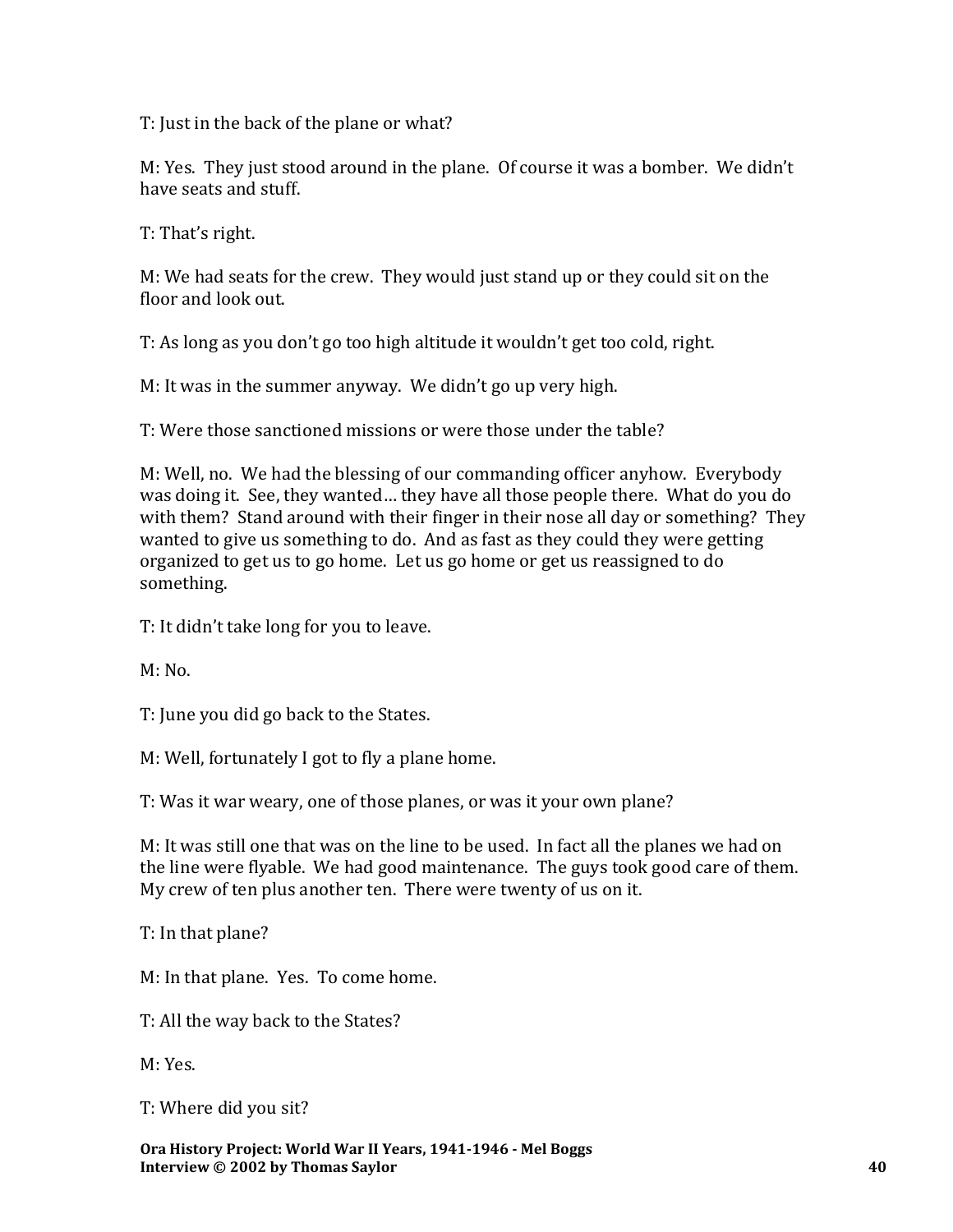T: Just in the back of the plane or what?

M: Yes. They just stood around in the plane. Of course it was a bomber. We didn't have seats and stuff.

T: That's right.

M: We had seats for the crew. They would just stand up or they could sit on the floor and look out.

T: As long as you don't go too high altitude it wouldn't get too cold, right.

M: It was in the summer anyway. We didn't go up very high.

T: Were those sanctioned missions or were those under the table?

M: Well, no. We had the blessing of our commanding officer anyhow. Everybody was doing it. See, they wanted… they have all those people there. What do you do with them? Stand around with their finger in their nose all day or something? They wanted to give us something to do. And as fast as they could they were getting organized to get us to go home. Let us go home or get us reassigned to do something.

T: It didn't take long for you to leave.

M: No.

T: June you did go back to the States.

M: Well, fortunately I got to fly a plane home.

T: Was it war weary, one of those planes, or was it your own plane?

M: It was still one that was on the line to be used. In fact all the planes we had on the line were flyable. We had good maintenance. The guys took good care of them. My crew of ten plus another ten. There were twenty of us on it.

T: In that plane?

M: In that plane. Yes. To come home.

T: All the way back to the States?

M: Yes.

T: Where did you sit?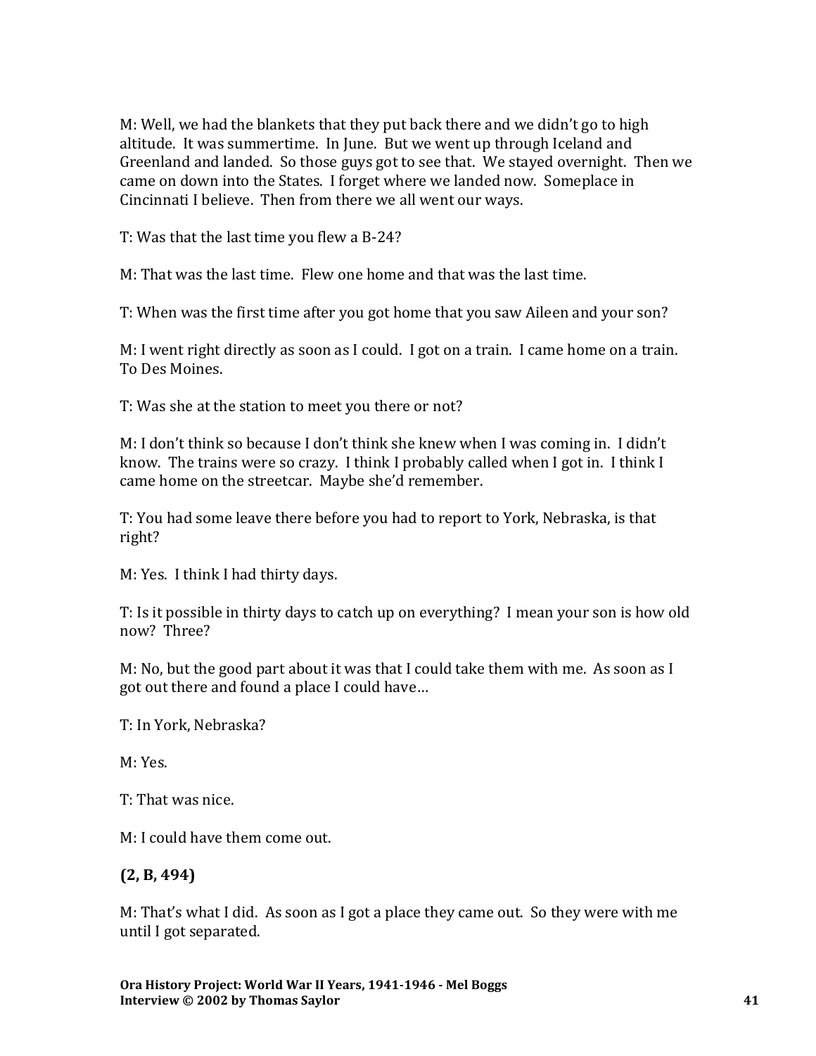M: Well, we had the blankets that they put back there and we didn't go to high altitude. It was summertime. In June. But we went up through Iceland and Greenland and landed. So those guys got to see that. We stayed overnight. Then we came on down into the States. I forget where we landed now. Someplace in Cincinnati I believe. Then from there we all went our ways.

T: Was that the last time you flew a B-24?

M: That was the last time. Flew one home and that was the last time.

T: When was the first time after you got home that you saw Aileen and your son?

M: I went right directly as soon as I could. I got on a train. I came home on a train. To Des Moines.

T: Was she at the station to meet you there or not?

M: I don't think so because I don't think she knew when I was coming in. I didn't know. The trains were so crazy. I think I probably called when I got in. I think I came home on the streetcar. Maybe she'd remember.

T: You had some leave there before you had to report to York, Nebraska, is that right?

M: Yes. I think I had thirty days.

T: Is it possible in thirty days to catch up on everything? I mean your son is how old now? Three?

M: No, but the good part about it was that I could take them with me. As soon as I got out there and found a place I could have…

T: In York, Nebraska?

M: Yes.

T: That was nice.

M: I could have them come out.

**(2, B, 494)**

M: That's what I did. As soon as I got a place they came out. So they were with me until I got separated.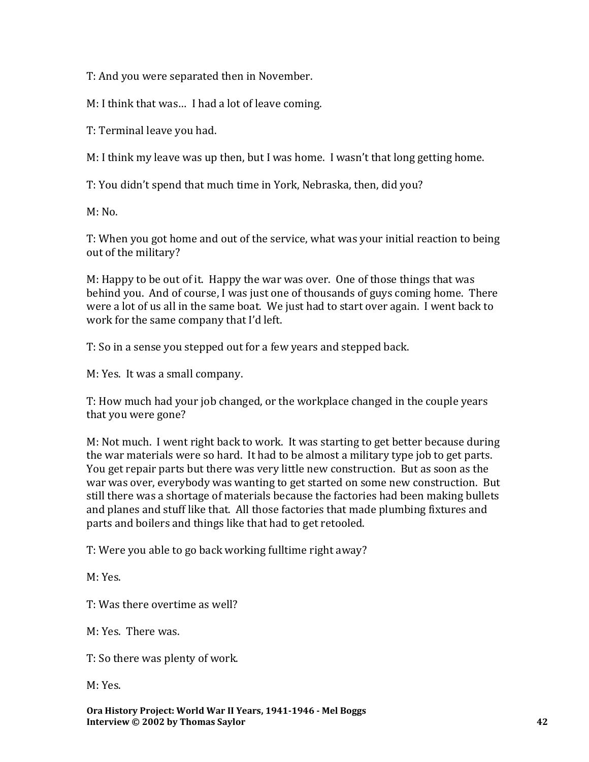T: And you were separated then in November.

M: I think that was… I had a lot of leave coming.

T: Terminal leave you had.

M: I think my leave was up then, but I was home. I wasn't that long getting home.

T: You didn't spend that much time in York, Nebraska, then, did you?

M: No.

T: When you got home and out of the service, what was your initial reaction to being out of the military?

M: Happy to be out of it. Happy the war was over. One of those things that was behind you. And of course, I was just one of thousands of guys coming home. There were a lot of us all in the same boat. We just had to start over again. I went back to work for the same company that I'd left.

T: So in a sense you stepped out for a few years and stepped back.

M: Yes. It was a small company.

T: How much had your job changed, or the workplace changed in the couple years that you were gone?

M: Not much. I went right back to work. It was starting to get better because during the war materials were so hard. It had to be almost a military type job to get parts. You get repair parts but there was very little new construction. But as soon as the war was over, everybody was wanting to get started on some new construction. But still there was a shortage of materials because the factories had been making bullets and planes and stuff like that. All those factories that made plumbing fixtures and parts and boilers and things like that had to get retooled.

T: Were you able to go back working fulltime right away?

M: Yes.

T: Was there overtime as well?

M: Yes. There was.

T: So there was plenty of work.

M: Yes.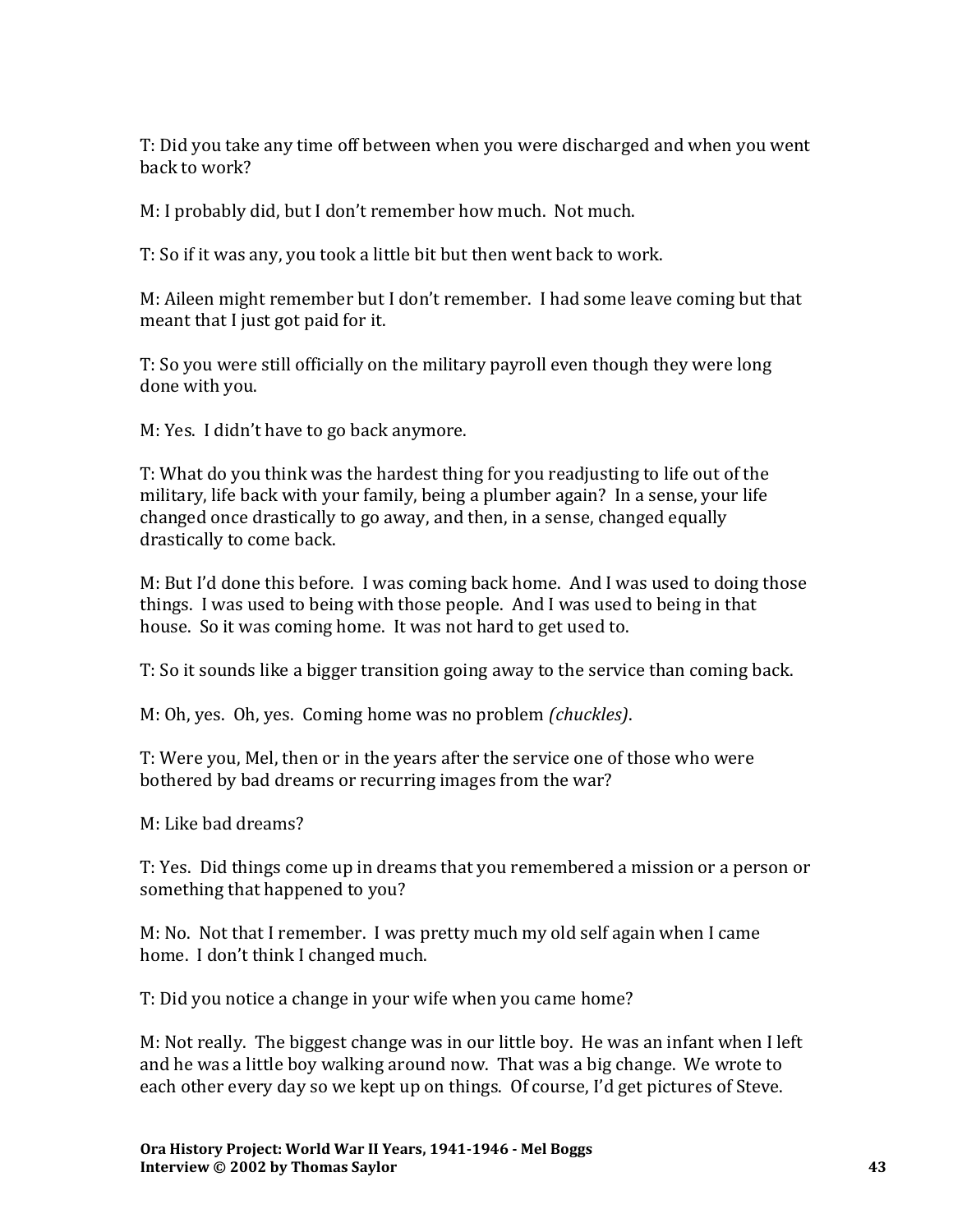T: Did you take any time off between when you were discharged and when you went back to work?

M: I probably did, but I don't remember how much. Not much.

T: So if it was any, you took a little bit but then went back to work.

M: Aileen might remember but I don't remember. I had some leave coming but that meant that I just got paid for it.

T: So you were still officially on the military payroll even though they were long done with you.

M: Yes. I didn't have to go back anymore.

T: What do you think was the hardest thing for you readjusting to life out of the military, life back with your family, being a plumber again? In a sense, your life changed once drastically to go away, and then, in a sense, changed equally drastically to come back.

M: But I'd done this before. I was coming back home. And I was used to doing those things. I was used to being with those people. And I was used to being in that house. So it was coming home. It was not hard to get used to.

T: So it sounds like a bigger transition going away to the service than coming back.

M: Oh, yes. Oh, yes. Coming home was no problem *(chuckles)*.

T: Were you, Mel, then or in the years after the service one of those who were bothered by bad dreams or recurring images from the war?

M: Like bad dreams?

T: Yes. Did things come up in dreams that you remembered a mission or a person or something that happened to you?

M: No. Not that I remember. I was pretty much my old self again when I came home. I don't think I changed much.

T: Did you notice a change in your wife when you came home?

M: Not really. The biggest change was in our little boy. He was an infant when I left and he was a little boy walking around now. That was a big change. We wrote to each other every day so we kept up on things. Of course, I'd get pictures of Steve.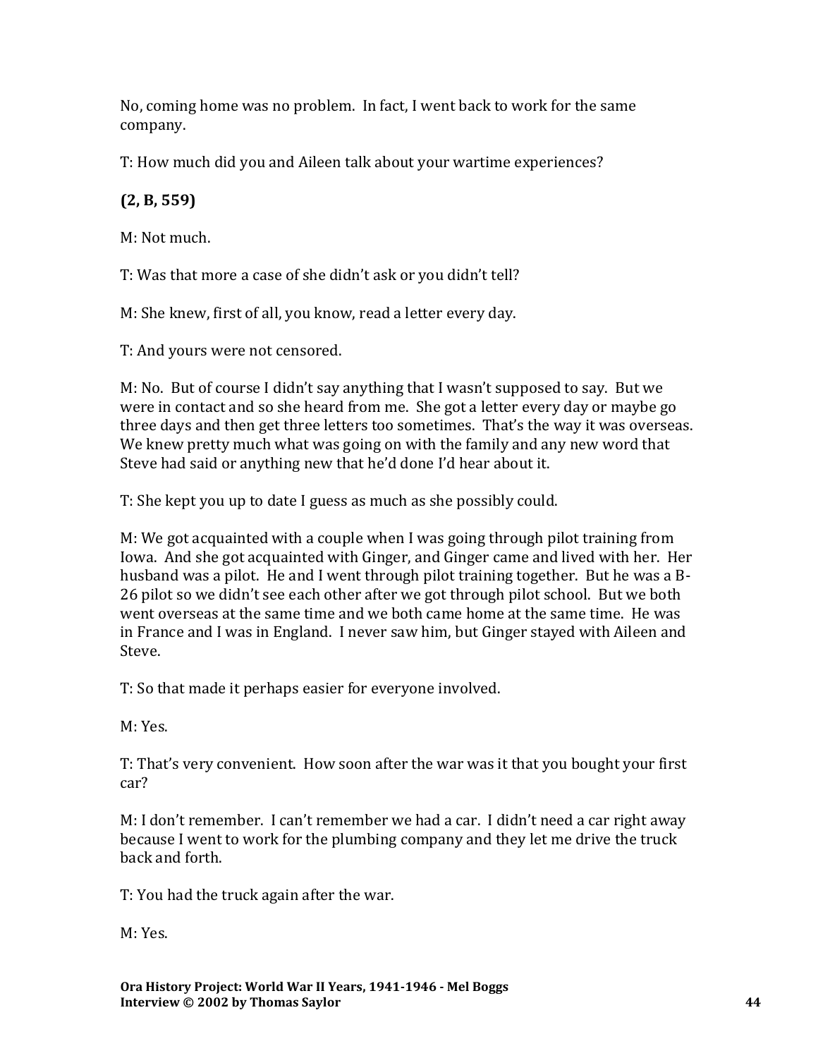No, coming home was no problem. In fact, I went back to work for the same company.

T: How much did you and Aileen talk about your wartime experiences?

**(2, B, 559)**

M: Not much.

T: Was that more a case of she didn't ask or you didn't tell?

M: She knew, first of all, you know, read a letter every day.

T: And yours were not censored.

M: No. But of course I didn't say anything that I wasn't supposed to say. But we were in contact and so she heard from me. She got a letter every day or maybe go three days and then get three letters too sometimes. That's the way it was overseas. We knew pretty much what was going on with the family and any new word that Steve had said or anything new that he'd done I'd hear about it.

T: She kept you up to date I guess as much as she possibly could.

M: We got acquainted with a couple when I was going through pilot training from Iowa. And she got acquainted with Ginger, and Ginger came and lived with her. Her husband was a pilot. He and I went through pilot training together. But he was a B-26 pilot so we didn't see each other after we got through pilot school. But we both went overseas at the same time and we both came home at the same time. He was in France and I was in England. I never saw him, but Ginger stayed with Aileen and Steve.

T: So that made it perhaps easier for everyone involved.

M: Yes.

T: That's very convenient. How soon after the war was it that you bought your first car?

M: I don't remember. I can't remember we had a car. I didn't need a car right away because I went to work for the plumbing company and they let me drive the truck back and forth.

T: You had the truck again after the war.

M: Yes.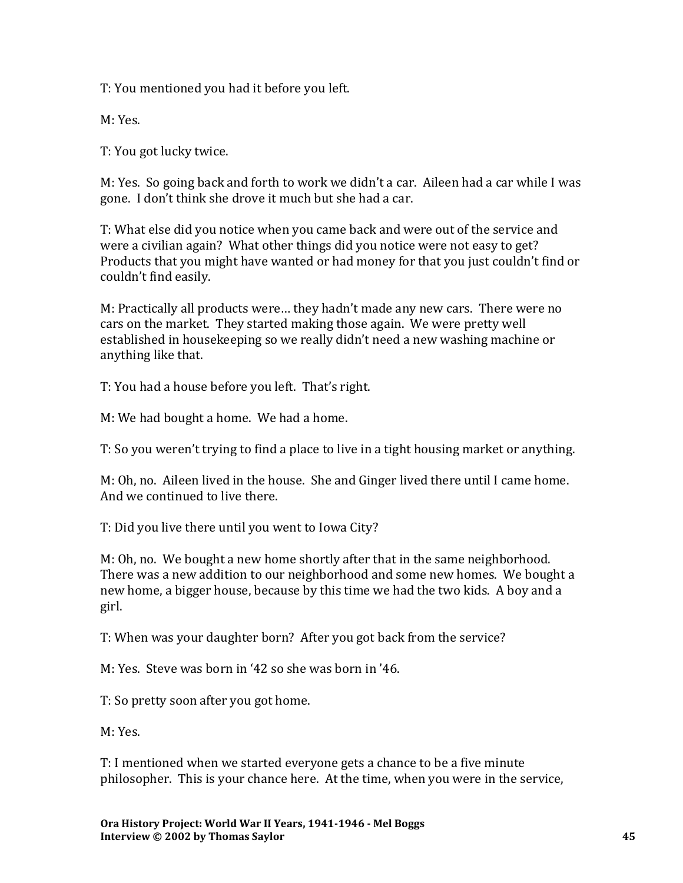T: You mentioned you had it before you left.

M: Yes.

T: You got lucky twice.

M: Yes. So going back and forth to work we didn't a car. Aileen had a car while I was gone. I don't think she drove it much but she had a car.

T: What else did you notice when you came back and were out of the service and were a civilian again? What other things did you notice were not easy to get? Products that you might have wanted or had money for that you just couldn't find or couldn't find easily.

M: Practically all products were… they hadn't made any new cars. There were no cars on the market. They started making those again. We were pretty well established in housekeeping so we really didn't need a new washing machine or anything like that.

T: You had a house before you left. That's right.

M: We had bought a home. We had a home.

T: So you weren't trying to find a place to live in a tight housing market or anything.

M: Oh, no. Aileen lived in the house. She and Ginger lived there until I came home. And we continued to live there.

T: Did you live there until you went to Iowa City?

M: Oh, no. We bought a new home shortly after that in the same neighborhood. There was a new addition to our neighborhood and some new homes. We bought a new home, a bigger house, because by this time we had the two kids. A boy and a girl.

T: When was your daughter born? After you got back from the service?

M: Yes. Steve was born in '42 so she was born in '46.

T: So pretty soon after you got home.

M: Yes.

T: I mentioned when we started everyone gets a chance to be a five minute philosopher. This is your chance here. At the time, when you were in the service,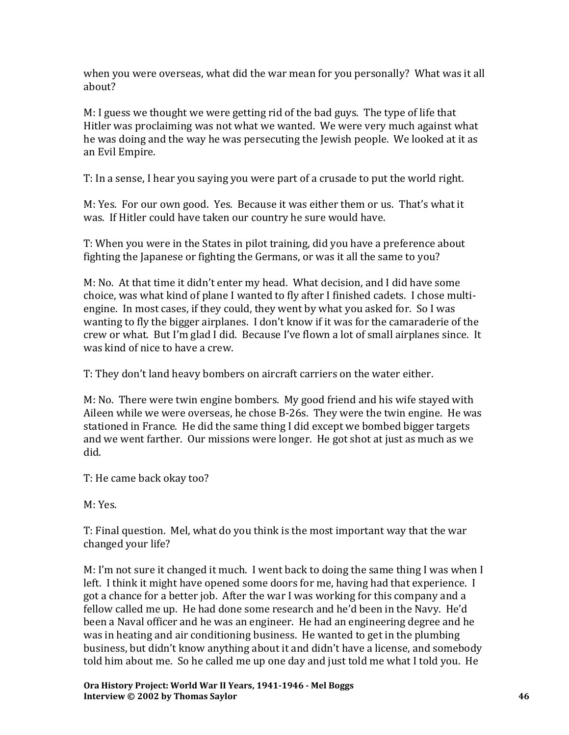when you were overseas, what did the war mean for you personally? What was it all about?

M: I guess we thought we were getting rid of the bad guys. The type of life that Hitler was proclaiming was not what we wanted. We were very much against what he was doing and the way he was persecuting the Jewish people. We looked at it as an Evil Empire.

T: In a sense, I hear you saying you were part of a crusade to put the world right.

M: Yes. For our own good. Yes. Because it was either them or us. That's what it was. If Hitler could have taken our country he sure would have.

T: When you were in the States in pilot training, did you have a preference about fighting the Japanese or fighting the Germans, or was it all the same to you?

M: No. At that time it didn't enter my head. What decision, and I did have some choice, was what kind of plane I wanted to fly after I finished cadets. I chose multi-engine. In most cases, if they could, they went by what you asked for. So I was wanting to fly the bigger airplanes. I don't know if it was for the camaraderie of the crew or what. But I'm glad I did. Because I've flown a lot of small airplanes since. It was kind of nice to have a crew.

T: They don't land heavy bombers on aircraft carriers on the water either.

M: No. There were twin engine bombers. My good friend and his wife stayed with Aileen while we were overseas, he chose B-26s. They were the twin engine. He was stationed in France. He did the same thing I did except we bombed bigger targets and we went farther. Our missions were longer. He got shot at just as much as we did.

T: He came back okay too?

M: Yes.

T: Final question. Mel, what do you think is the most important way that the war changed your life?

M: I'm not sure it changed it much. I went back to doing the same thing I was when I left. I think it might have opened some doors for me, having had that experience. I got a chance for a better job. After the war I was working for this company and a fellow called me up. He had done some research and he'd been in the Navy. He'd been a Naval officer and he was an engineer. He had an engineering degree and he was in heating and air conditioning business. He wanted to get in the plumbing business, but didn't know anything about it and didn't have a license, and somebody told him about me. So he called me up one day and just told me what I told you. He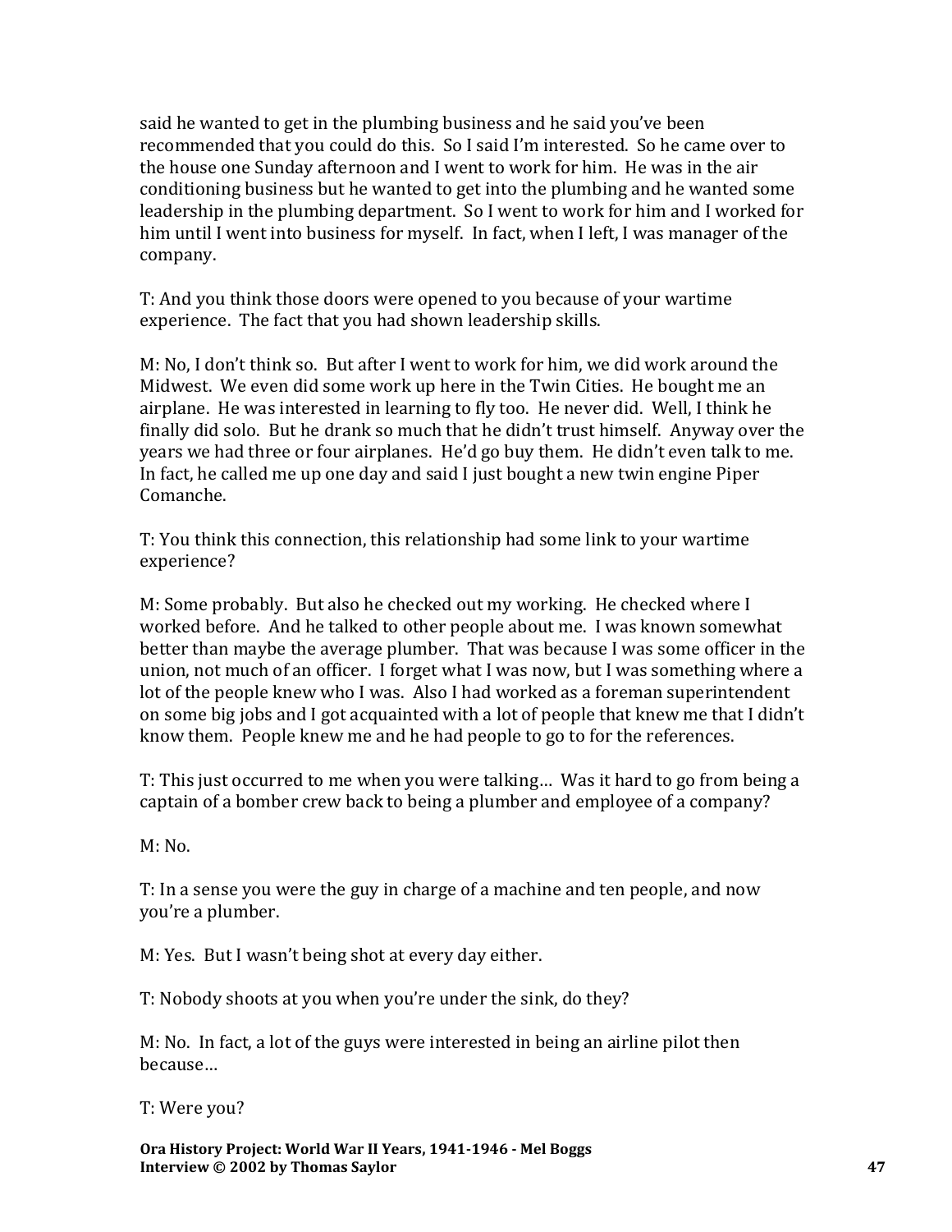said he wanted to get in the plumbing business and he said you've been recommended that you could do this. So I said I'm interested. So he came over to the house one Sunday afternoon and I went to work for him. He was in the air conditioning business but he wanted to get into the plumbing and he wanted some leadership in the plumbing department. So I went to work for him and I worked for him until I went into business for myself. In fact, when I left, I was manager of the company.

T: And you think those doors were opened to you because of your wartime experience. The fact that you had shown leadership skills.

M: No, I don't think so. But after I went to work for him, we did work around the Midwest. We even did some work up here in the Twin Cities. He bought me an airplane. He was interested in learning to fly too. He never did. Well, I think he finally did solo. But he drank so much that he didn't trust himself. Anyway over the years we had three or four airplanes. He'd go buy them. He didn't even talk to me. In fact, he called me up one day and said I just bought a new twin engine Piper Comanche.

T: You think this connection, this relationship had some link to your wartime experience?

M: Some probably. But also he checked out my working. He checked where I worked before. And he talked to other people about me. I was known somewhat better than maybe the average plumber. That was because I was some officer in the union, not much of an officer. I forget what I was now, but I was something where a lot of the people knew who I was. Also I had worked as a foreman superintendent on some big jobs and I got acquainted with a lot of people that knew me that I didn't know them. People knew me and he had people to go to for the references.

T: This just occurred to me when you were talking… Was it hard to go from being a captain of a bomber crew back to being a plumber and employee of a company?

M: No.

T: In a sense you were the guy in charge of a machine and ten people, and now you're a plumber.

M: Yes. But I wasn't being shot at every day either.

T: Nobody shoots at you when you're under the sink, do they?

M: No. In fact, a lot of the guys were interested in being an airline pilot then because…

T: Were you?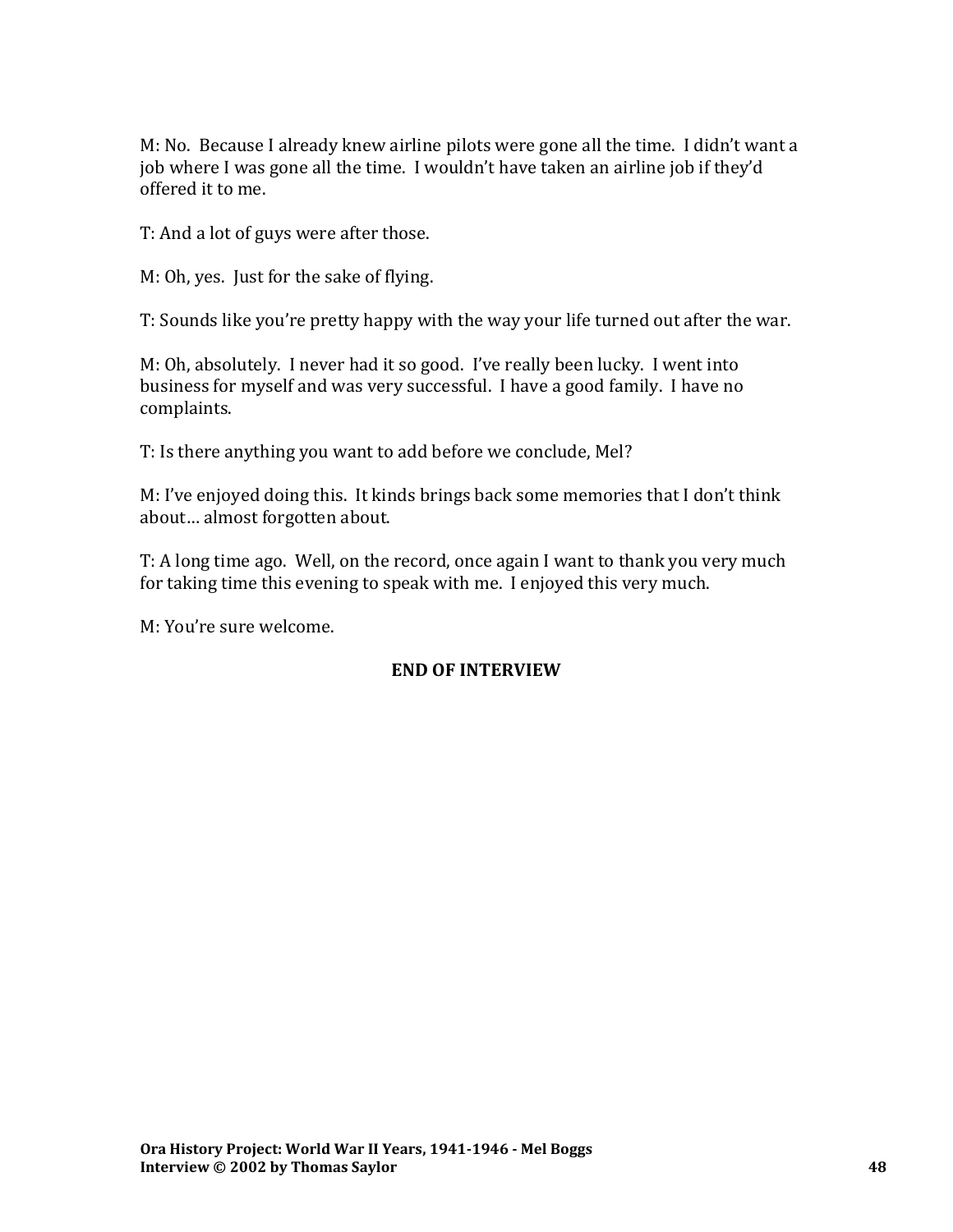M: No. Because I already knew airline pilots were gone all the time. I didn't want a job where I was gone all the time. I wouldn't have taken an airline job if they'd offered it to me.

T: And a lot of guys were after those.

M: Oh, yes. Just for the sake of flying.

T: Sounds like you're pretty happy with the way your life turned out after the war.

M: Oh, absolutely. I never had it so good. I've really been lucky. I went into business for myself and was very successful. I have a good family. I have no complaints.

T: Is there anything you want to add before we conclude, Mel?

M: I've enjoyed doing this. It kinds brings back some memories that I don't think about… almost forgotten about.

T: A long time ago. Well, on the record, once again I want to thank you very much for taking time this evening to speak with me. I enjoyed this very much.

M: You're sure welcome.

**END OF INTERVIEW**